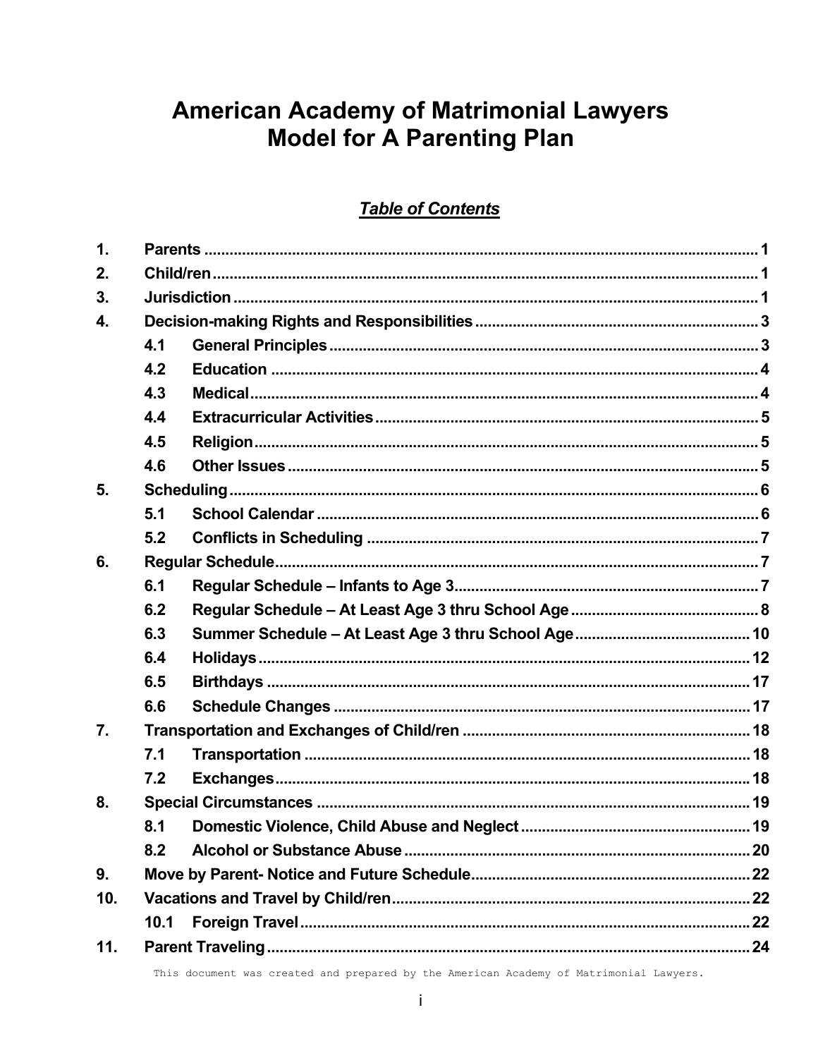# American Academy of Matrimonial Lawyers
# Model for A Parenting Plan

## *Table of Contents*

| | | | |
|---|---|---|---|
| **1.** | **Parents** | | **1** |
| **2.** | **Child/ren** | | **1** |
| **3.** | **Jurisdiction** | | **1** |
| **4.** | **Decision-making Rights and Responsibilities** | | **3** |
| | **4.1** | **General Principles** | **3** |
| | **4.2** | **Education** | **4** |
| | **4.3** | **Medical** | **4** |
| | **4.4** | **Extracurricular Activities** | **5** |
| | **4.5** | **Religion** | **5** |
| | **4.6** | **Other Issues** | **5** |
| **5.** | **Scheduling** | | **6** |
| | **5.1** | **School Calendar** | **6** |
| | **5.2** | **Conflicts in Scheduling** | **7** |
| **6.** | **Regular Schedule** | | **7** |
| | **6.1** | **Regular Schedule – Infants to Age 3** | **7** |
| | **6.2** | **Regular Schedule – At Least Age 3 thru School Age** | **8** |
| | **6.3** | **Summer Schedule – At Least Age 3 thru School Age** | **10** |
| | **6.4** | **Holidays** | **12** |
| | **6.5** | **Birthdays** | **17** |
| | **6.6** | **Schedule Changes** | **17** |
| **7.** | **Transportation and Exchanges of Child/ren** | | **18** |
| | **7.1** | **Transportation** | **18** |
| | **7.2** | **Exchanges** | **18** |
| **8.** | **Special Circumstances** | | **19** |
| | **8.1** | **Domestic Violence, Child Abuse and Neglect** | **19** |
| | **8.2** | **Alcohol or Substance Abuse** | **20** |
| **9.** | **Move by Parent- Notice and Future Schedule** | | **22** |
| **10.** | **Vacations and Travel by Child/ren** | | **22** |
| | **10.1** | **Foreign Travel** | **22** |
| **11.** | **Parent Traveling** | | **24** |

This document was created and prepared by the American Academy of Matrimonial Lawyers.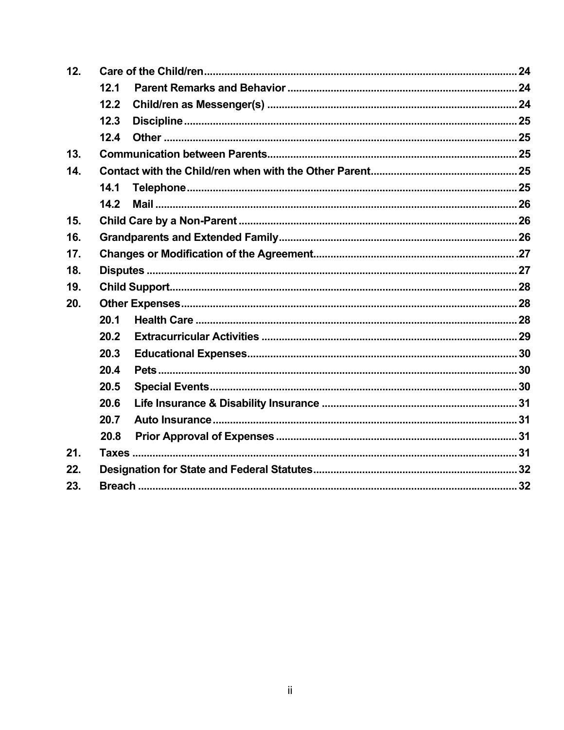| | | |
|---|---|---|
| **12.** | **Care of the Child/ren** | **24** |
| | **12.1 Parent Remarks and Behavior** | **24** |
| | **12.2 Child/ren as Messenger(s)** | **24** |
| | **12.3 Discipline** | **25** |
| | **12.4 Other** | **25** |
| **13.** | **Communication between Parents** | **25** |
| **14.** | **Contact with the Child/ren when with the Other Parent** | **25** |
| | **14.1 Telephone** | **25** |
| | **14.2 Mail** | **26** |
| **15.** | **Child Care by a Non-Parent** | **26** |
| **16.** | **Grandparents and Extended Family** | **26** |
| **17.** | **Changes or Modification of the Agreement** | **27** |
| **18.** | **Disputes** | **27** |
| **19.** | **Child Support** | **28** |
| **20.** | **Other Expenses** | **28** |
| | **20.1 Health Care** | **28** |
| | **20.2 Extracurricular Activities** | **29** |
| | **20.3 Educational Expenses** | **30** |
| | **20.4 Pets** | **30** |
| | **20.5 Special Events** | **30** |
| | **20.6 Life Insurance & Disability Insurance** | **31** |
| | **20.7 Auto Insurance** | **31** |
| | **20.8 Prior Approval of Expenses** | **31** |
| **21.** | **Taxes** | **31** |
| **22.** | **Designation for State and Federal Statutes** | **32** |
| **23.** | **Breach** | **32** |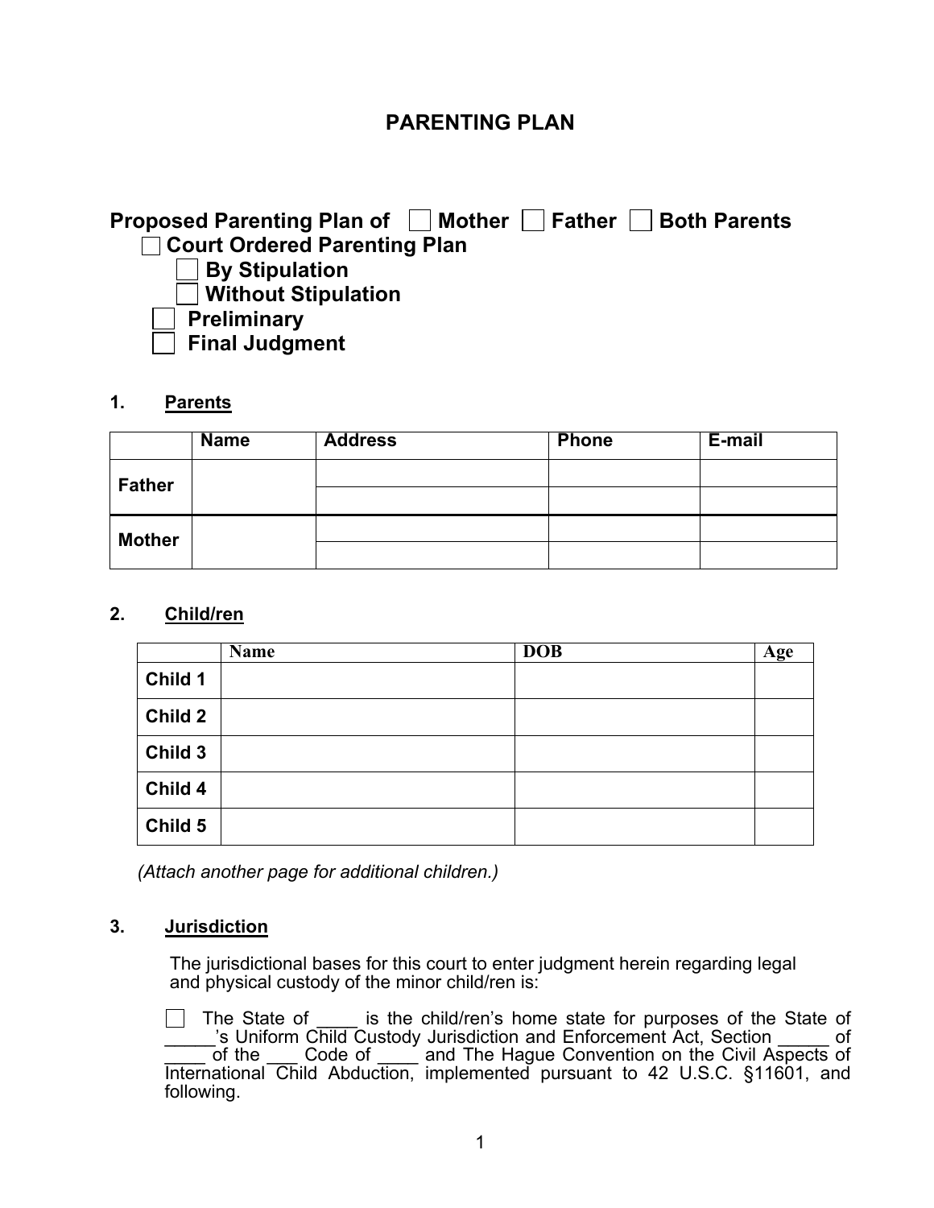# PARENTING PLAN

**Proposed Parenting Plan of** ☐ **Mother** ☐ **Father** ☐ **Both Parents**

☐ **Court Ordered Parenting Plan**

☐ **By Stipulation**

☐ **Without Stipulation**

☐ **Preliminary**

☐ **Final Judgment**

## 1. Parents

| | Name | Address | Phone | E-mail |
|---|---|---|---|---|
| **Father** | | | | |
| | | | | |
| **Mother** | | | | |
| | | | | |

## 2. Child/ren

| | Name | DOB | Age |
|---|---|---|---|
| **Child 1** | | | |
| **Child 2** | | | |
| **Child 3** | | | |
| **Child 4** | | | |
| **Child 5** | | | |

*(Attach another page for additional children.)*

## 3. Jurisdiction

The jurisdictional bases for this court to enter judgment herein regarding legal and physical custody of the minor child/ren is:

☐ The State of ____ is the child/ren's home state for purposes of the State of _____'s Uniform Child Custody Jurisdiction and Enforcement Act, Section _____ of ____ of the ___ Code of ____ and The Hague Convention on the Civil Aspects of International Child Abduction, implemented pursuant to 42 U.S.C. §11601, and following.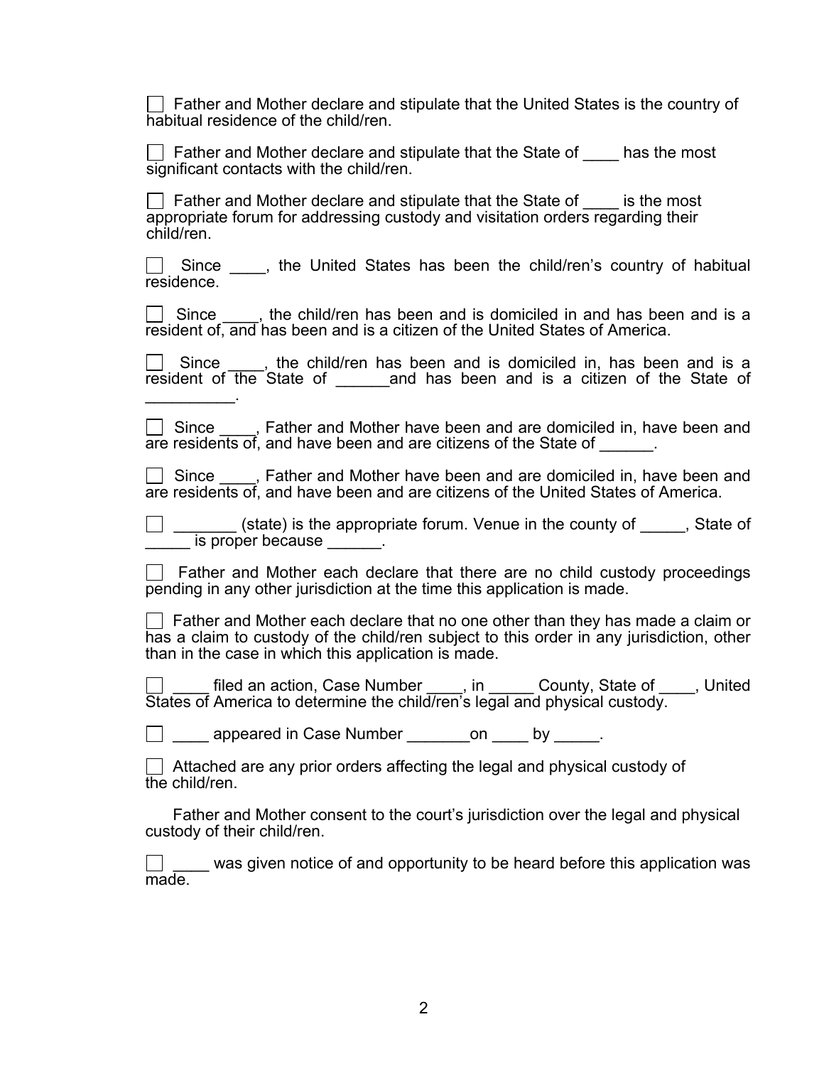☐ Father and Mother declare and stipulate that the United States is the country of habitual residence of the child/ren.

☐ Father and Mother declare and stipulate that the State of ____ has the most significant contacts with the child/ren.

☐ Father and Mother declare and stipulate that the State of ____ is the most appropriate forum for addressing custody and visitation orders regarding their child/ren.

☐ Since ____, the United States has been the child/ren's country of habitual residence.

☐ Since ____, the child/ren has been and is domiciled in and has been and is a resident of, and has been and is a citizen of the United States of America.

☐ Since ____, the child/ren has been and is domiciled in, has been and is a resident of the State of ______and has been and is a citizen of the State of __________.

☐ Since ____, Father and Mother have been and are domiciled in, have been and are residents of, and have been and are citizens of the State of ______.

☐ Since ____, Father and Mother have been and are domiciled in, have been and are residents of, and have been and are citizens of the United States of America.

☐ _______ (state) is the appropriate forum. Venue in the county of _____, State of _____ is proper because ______.

☐ Father and Mother each declare that there are no child custody proceedings pending in any other jurisdiction at the time this application is made.

☐ Father and Mother each declare that no one other than they has made a claim or has a claim to custody of the child/ren subject to this order in any jurisdiction, other than in the case in which this application is made.

☐ ____ filed an action, Case Number ____, in _____ County, State of ____, United States of America to determine the child/ren's legal and physical custody.

☐ ____ appeared in Case Number _______on ____ by _____.

☐ Attached are any prior orders affecting the legal and physical custody of the child/ren.

Father and Mother consent to the court's jurisdiction over the legal and physical custody of their child/ren.

☐ ____ was given notice of and opportunity to be heard before this application was made.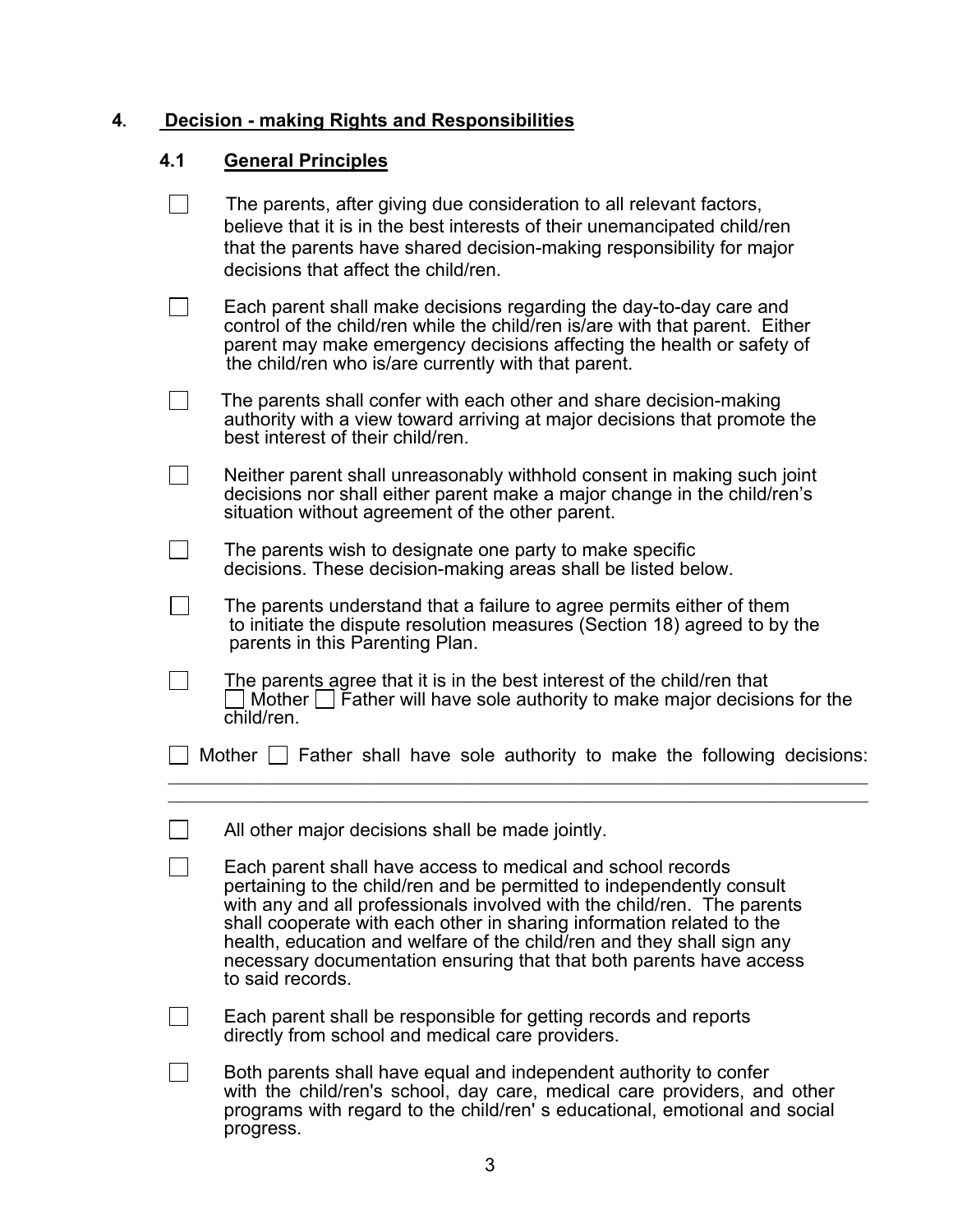## 4. Decision - making Rights and Responsibilities

### 4.1 General Principles

☐ The parents, after giving due consideration to all relevant factors, believe that it is in the best interests of their unemancipated child/ren that the parents have shared decision-making responsibility for major decisions that affect the child/ren.

☐ Each parent shall make decisions regarding the day-to-day care and control of the child/ren while the child/ren is/are with that parent. Either parent may make emergency decisions affecting the health or safety of the child/ren who is/are currently with that parent.

☐ The parents shall confer with each other and share decision-making authority with a view toward arriving at major decisions that promote the best interest of their child/ren.

☐ Neither parent shall unreasonably withhold consent in making such joint decisions nor shall either parent make a major change in the child/ren's situation without agreement of the other parent.

☐ The parents wish to designate one party to make specific decisions. These decision-making areas shall be listed below.

☐ The parents understand that a failure to agree permits either of them to initiate the dispute resolution measures (Section 18) agreed to by the parents in this Parenting Plan.

☐ The parents agree that it is in the best interest of the child/ren that ☐ Mother ☐ Father will have sole authority to make major decisions for the child/ren.

☐ Mother ☐ Father shall have sole authority to make the following decisions: \_\_\_\_\_\_\_\_\_\_\_\_\_\_\_\_\_\_\_\_\_\_\_\_\_\_\_\_\_\_\_\_\_\_\_\_\_\_\_\_\_\_\_\_\_\_\_\_\_\_\_\_\_\_\_\_\_\_\_\_\_\_\_\_\_\_\_\_\_\_\_\_\_\_\_\_\_\_

\_\_\_\_\_\_\_\_\_\_\_\_\_\_\_\_\_\_\_\_\_\_\_\_\_\_\_\_\_\_\_\_\_\_\_\_\_\_\_\_\_\_\_\_\_\_\_\_\_\_\_\_\_\_\_\_\_\_\_\_\_\_\_\_\_\_\_\_\_\_\_\_\_\_\_\_\_\_

☐ All other major decisions shall be made jointly.

☐ Each parent shall have access to medical and school records pertaining to the child/ren and be permitted to independently consult with any and all professionals involved with the child/ren. The parents shall cooperate with each other in sharing information related to the health, education and welfare of the child/ren and they shall sign any necessary documentation ensuring that that both parents have access to said records.

☐ Each parent shall be responsible for getting records and reports directly from school and medical care providers.

☐ Both parents shall have equal and independent authority to confer with the child/ren's school, day care, medical care providers, and other programs with regard to the child/ren' s educational, emotional and social progress.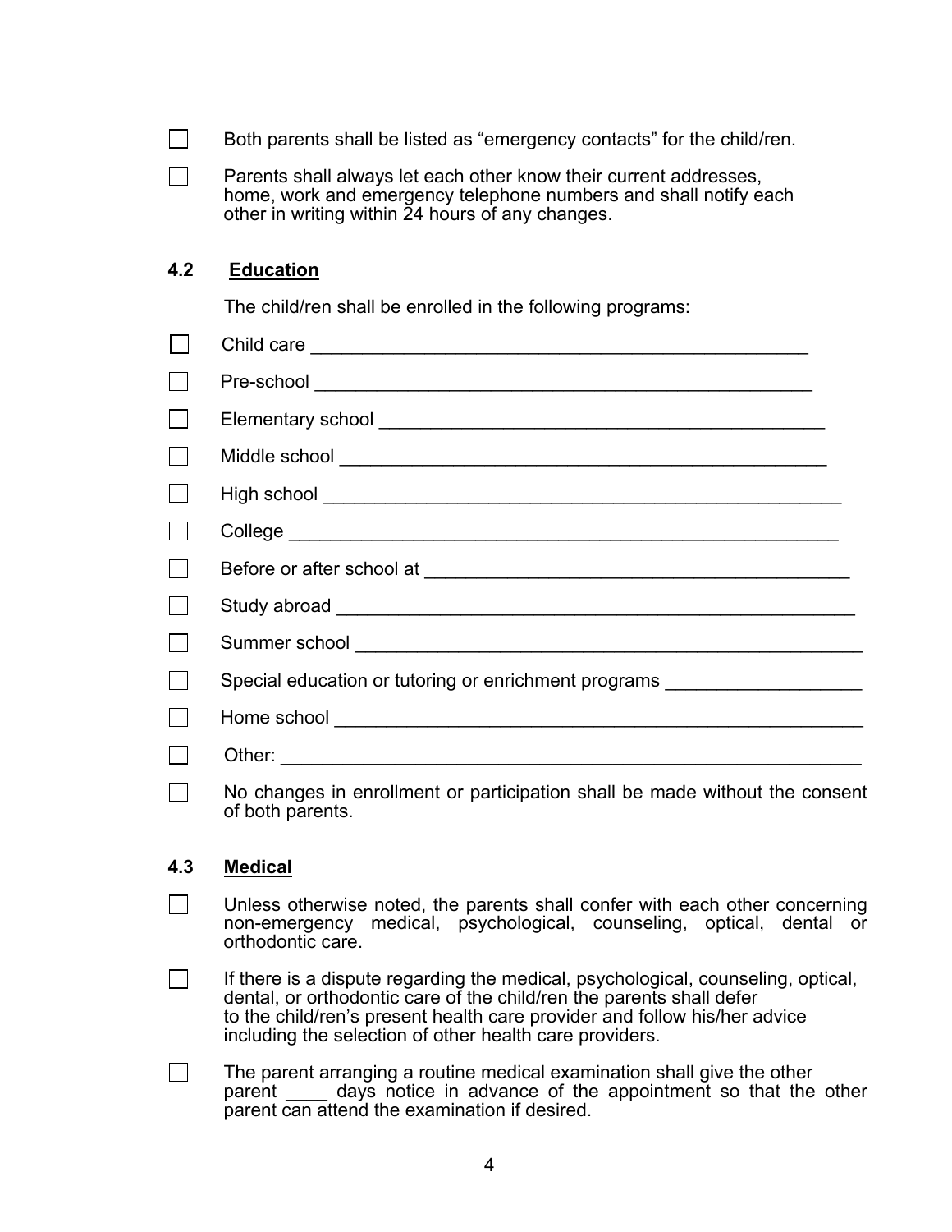- [ ] Both parents shall be listed as "emergency contacts" for the child/ren.
- [ ] Parents shall always let each other know their current addresses, home, work and emergency telephone numbers and shall notify each other in writing within 24 hours of any changes.

### 4.2 Education

The child/ren shall be enrolled in the following programs:

- [ ] Child care _______________________________________________
- [ ] Pre-school _______________________________________________
- [ ] Elementary school ___________________________________________
- [ ] Middle school _______________________________________________
- [ ] High school _________________________________________________
- [ ] College ____________________________________________________
- [ ] Before or after school at ______________________________________
- [ ] Study abroad _______________________________________________
- [ ] Summer school ______________________________________________
- [ ] Special education or tutoring or enrichment programs __________________
- [ ] Home school _______________________________________________
- [ ] Other: _____________________________________________________
- [ ] No changes in enrollment or participation shall be made without the consent of both parents.

### 4.3 Medical

- [ ] Unless otherwise noted, the parents shall confer with each other concerning non-emergency medical, psychological, counseling, optical, dental or orthodontic care.
- [ ] If there is a dispute regarding the medical, psychological, counseling, optical, dental, or orthodontic care of the child/ren the parents shall defer to the child/ren's present health care provider and follow his/her advice including the selection of other health care providers.
- [ ] The parent arranging a routine medical examination shall give the other parent ____ days notice in advance of the appointment so that the other parent can attend the examination if desired.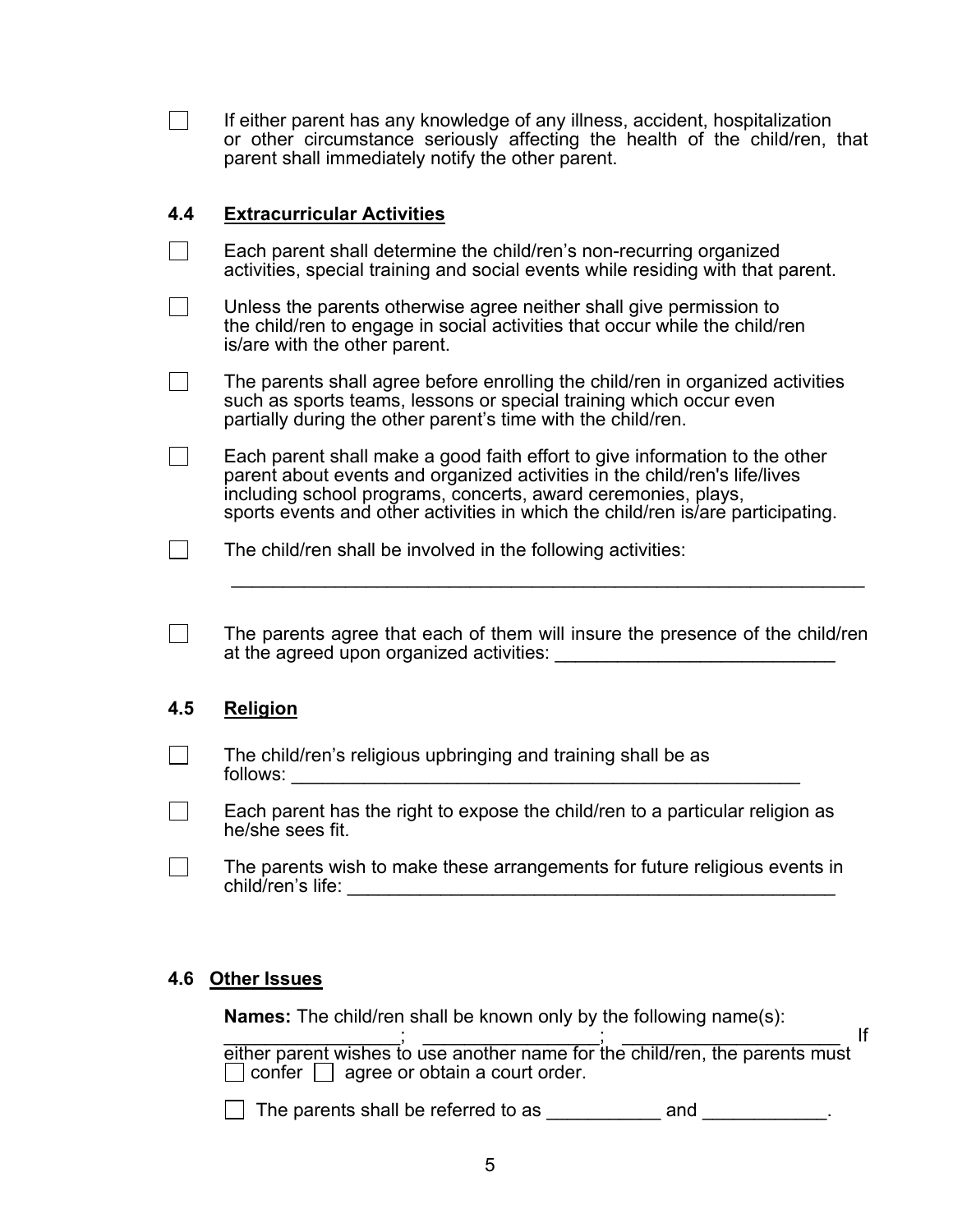☐ If either parent has any knowledge of any illness, accident, hospitalization or other circumstance seriously affecting the health of the child/ren, that parent shall immediately notify the other parent.

## 4.4 Extracurricular Activities

☐ Each parent shall determine the child/ren's non-recurring organized activities, special training and social events while residing with that parent.

☐ Unless the parents otherwise agree neither shall give permission to the child/ren to engage in social activities that occur while the child/ren is/are with the other parent.

☐ The parents shall agree before enrolling the child/ren in organized activities such as sports teams, lessons or special training which occur even partially during the other parent's time with the child/ren.

☐ Each parent shall make a good faith effort to give information to the other parent about events and organized activities in the child/ren's life/lives including school programs, concerts, award ceremonies, plays, sports events and other activities in which the child/ren is/are participating.

☐ The child/ren shall be involved in the following activities:

_______________________________________________________________

☐ The parents agree that each of them will insure the presence of the child/ren at the agreed upon organized activities: ___________________________

## 4.5 Religion

☐ The child/ren's religious upbringing and training shall be as follows: _____________________________________________________

☐ Each parent has the right to expose the child/ren to a particular religion as he/she sees fit.

☐ The parents wish to make these arrangements for future religious events in child/ren's life: __________________________________________________

## 4.6 Other Issues

**Names:** The child/ren shall be known only by the following name(s): _________________; _________________; ______________________ If either parent wishes to use another name for the child/ren, the parents must ☐ confer ☐ agree or obtain a court order.

☐ The parents shall be referred to as ___________ and ____________.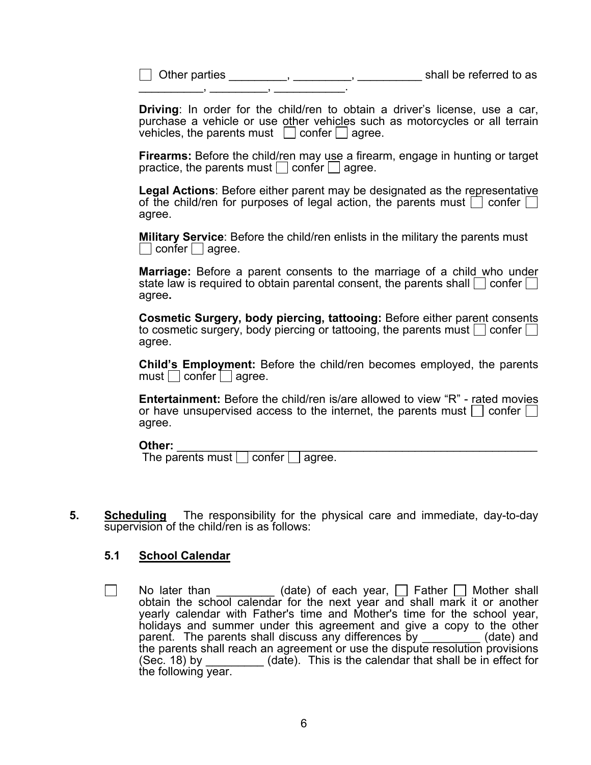☐ Other parties _________, _________, __________ shall be referred to as __________, _________, ___________.

**Driving**: In order for the child/ren to obtain a driver's license, use a car, purchase a vehicle or use other vehicles such as motorcycles or all terrain vehicles, the parents must ☐ confer ☐ agree.

**Firearms:** Before the child/ren may use a firearm, engage in hunting or target practice, the parents must ☐ confer ☐ agree.

**Legal Actions**: Before either parent may be designated as the representative of the child/ren for purposes of legal action, the parents must ☐ confer ☐ agree.

**Military Service**: Before the child/ren enlists in the military the parents must ☐ confer ☐ agree.

**Marriage:** Before a parent consents to the marriage of a child who under state law is required to obtain parental consent, the parents shall ☐ confer ☐ agree**.**

**Cosmetic Surgery, body piercing, tattooing:** Before either parent consents to cosmetic surgery, body piercing or tattooing, the parents must ☐ confer ☐ agree.

**Child's Employment:** Before the child/ren becomes employed, the parents must ☐ confer ☐ agree.

**Entertainment:** Before the child/ren is/are allowed to view "R" - rated movies or have unsupervised access to the internet, the parents must ☐ confer ☐ agree.

**Other:** ____________________________________________________________
The parents must ☐ confer ☐ agree.

**5.** **Scheduling** The responsibility for the physical care and immediate, day-to-day supervision of the child/ren is as follows:

### 5.1 School Calendar

☐ No later than _________ (date) of each year, ☐ Father ☐ Mother shall obtain the school calendar for the next year and shall mark it or another yearly calendar with Father's time and Mother's time for the school year, holidays and summer under this agreement and give a copy to the other parent. The parents shall discuss any differences by _________ (date) and the parents shall reach an agreement or use the dispute resolution provisions (Sec. 18) by _________ (date). This is the calendar that shall be in effect for the following year.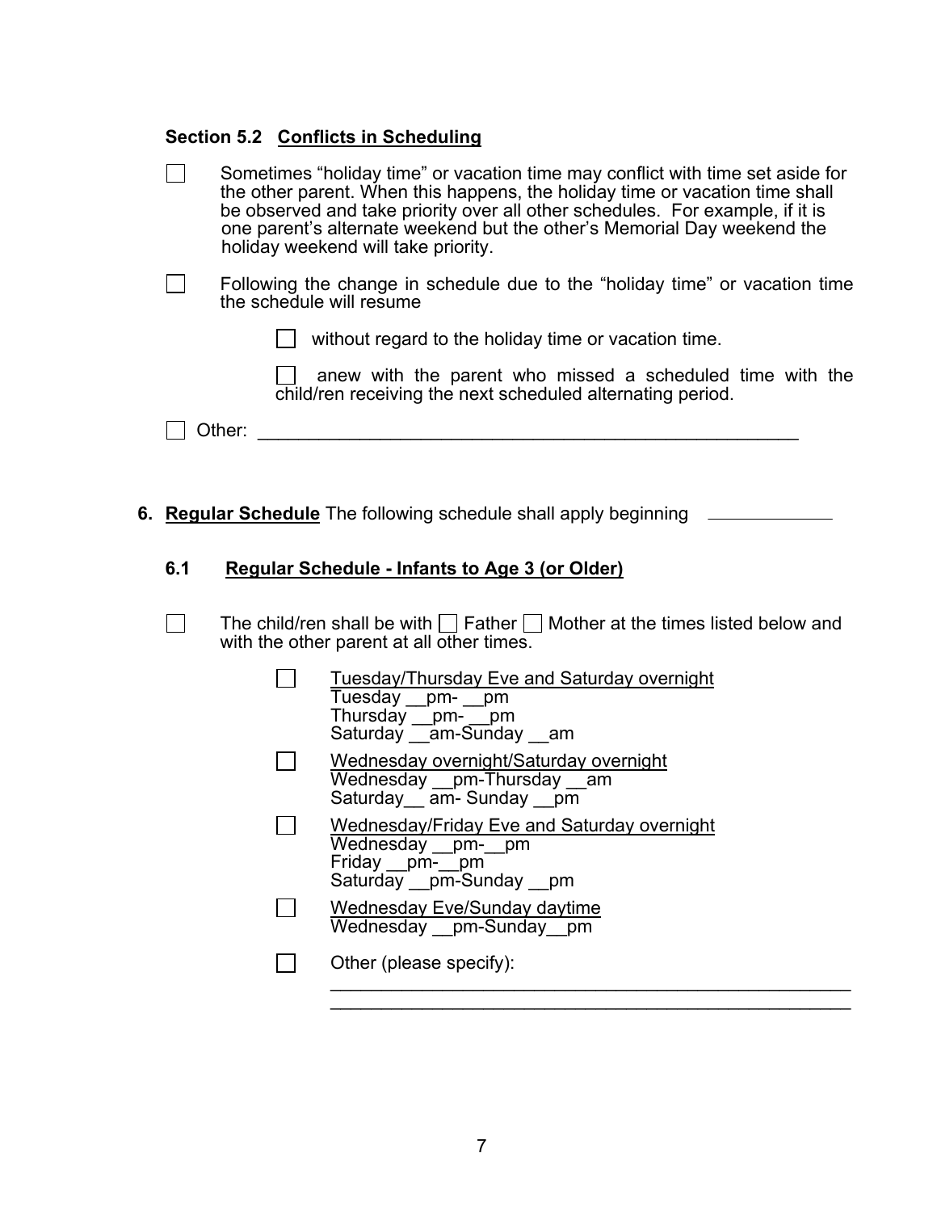### Section 5.2 Conflicts in Scheduling

- ☐ Sometimes “holiday time” or vacation time may conflict with time set aside for the other parent. When this happens, the holiday time or vacation time shall be observed and take priority over all other schedules. For example, if it is one parent’s alternate weekend but the other’s Memorial Day weekend the holiday weekend will take priority.

- ☐ Following the change in schedule due to the “holiday time” or vacation time the schedule will resume

  - ☐ without regard to the holiday time or vacation time.

  - ☐ anew with the parent who missed a scheduled time with the child/ren receiving the next scheduled alternating period.

- ☐ Other: ______________________________________________________

## 6. **Regular Schedule** The following schedule shall apply beginning ____________

### 6.1 Regular Schedule - Infants to Age 3 (or Older)

☐ The child/ren shall be with ☐ Father ☐ Mother at the times listed below and with the other parent at all other times.

- ☐ Tuesday/Thursday Eve and Saturday overnight
  Tuesday __pm- __pm
  Thursday __pm- __pm
  Saturday __am-Sunday __am

- ☐ Wednesday overnight/Saturday overnight
  Wednesday __pm-Thursday __am
  Saturday__ am- Sunday __pm

- ☐ Wednesday/Friday Eve and Saturday overnight
  Wednesday __pm-__pm
  Friday __pm-__pm
  Saturday __pm-Sunday __pm

- ☐ Wednesday Eve/Sunday daytime
  Wednesday __pm-Sunday__pm

- ☐ Other (please specify):
  ______________________________________________________
  ______________________________________________________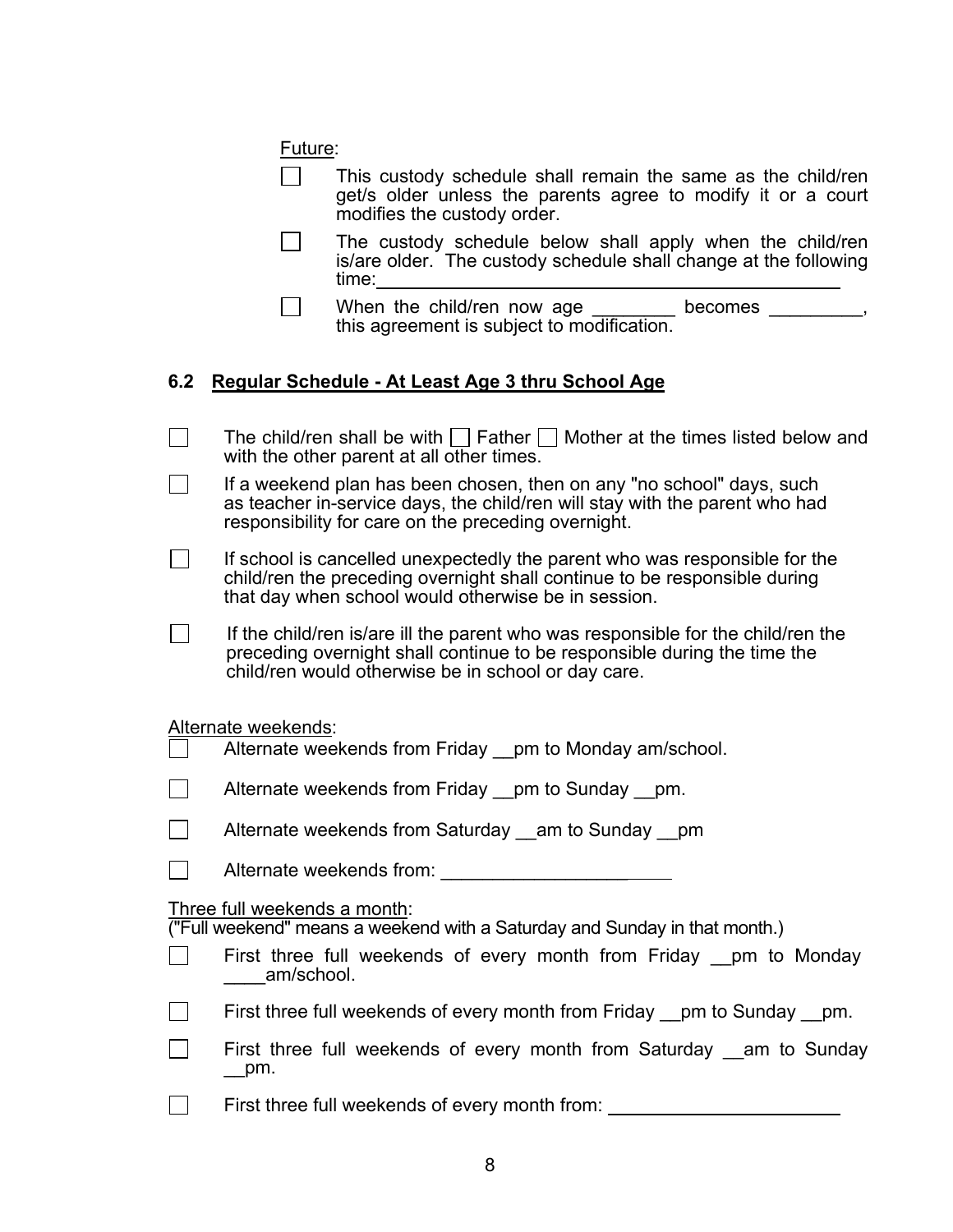Future:

- ☐ This custody schedule shall remain the same as the child/ren get/s older unless the parents agree to modify it or a court modifies the custody order.
- ☐ The custody schedule below shall apply when the child/ren is/are older. The custody schedule shall change at the following time:_______________________________________________
- ☐ When the child/ren now age ________ becomes _________, this agreement is subject to modification.

## 6.2 Regular Schedule - At Least Age 3 thru School Age

- ☐ The child/ren shall be with ☐ Father ☐ Mother at the times listed below and with the other parent at all other times.
- ☐ If a weekend plan has been chosen, then on any "no school" days, such as teacher in-service days, the child/ren will stay with the parent who had responsibility for care on the preceding overnight.
- ☐ If school is cancelled unexpectedly the parent who was responsible for the child/ren the preceding overnight shall continue to be responsible during that day when school would otherwise be in session.
- ☐ If the child/ren is/are ill the parent who was responsible for the child/ren the preceding overnight shall continue to be responsible during the time the child/ren would otherwise be in school or day care.

Alternate weekends:

- ☐ Alternate weekends from Friday __pm to Monday am/school.
- ☐ Alternate weekends from Friday __pm to Sunday __pm.
- ☐ Alternate weekends from Saturday __am to Sunday __pm
- ☐ Alternate weekends from: ________________________

Three full weekends a month:
("Full weekend" means a weekend with a Saturday and Sunday in that month.)

- ☐ First three full weekends of every month from Friday __pm to Monday ____am/school.
- ☐ First three full weekends of every month from Friday __pm to Sunday __pm.
- ☐ First three full weekends of every month from Saturday __am to Sunday __pm.
- ☐ First three full weekends of every month from: ______________________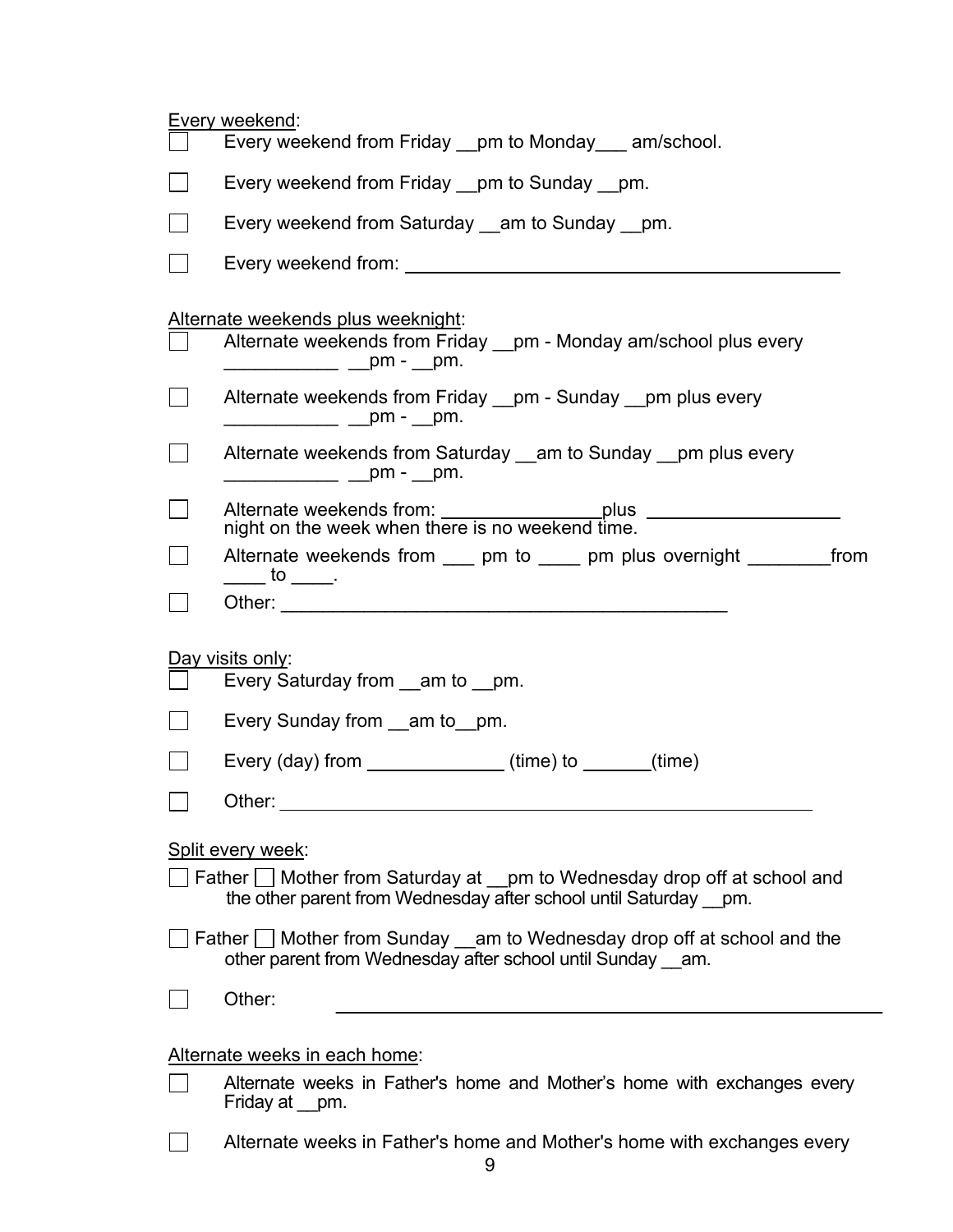Every weekend:

- ☐ Every weekend from Friday __pm to Monday___ am/school.
- ☐ Every weekend from Friday __pm to Sunday __pm.
- ☐ Every weekend from Saturday __am to Sunday __pm.
- ☐ Every weekend from: ____________________________________________

Alternate weekends plus weeknight:

- ☐ Alternate weekends from Friday __pm - Monday am/school plus every ___________ __pm - __pm.
- ☐ Alternate weekends from Friday __pm - Sunday __pm plus every ___________ __pm - __pm.
- ☐ Alternate weekends from Saturday __am to Sunday __pm plus every ___________ __pm - __pm.
- ☐ Alternate weekends from: ________________plus ___________________ night on the week when there is no weekend time.
- ☐ Alternate weekends from ___ pm to ____ pm plus overnight ________from ____ to ____.
- ☐ Other: ___________________________________________

Day visits only:

- ☐ Every Saturday from __am to __pm.
- ☐ Every Sunday from __am to__pm.
- ☐ Every (day) from _____________ (time) to _______(time)
- ☐ Other: ______________________________________________________

Split every week:

- ☐ Father ☐ Mother from Saturday at __pm to Wednesday drop off at school and the other parent from Wednesday after school until Saturday __pm.
- ☐ Father ☐ Mother from Sunday __am to Wednesday drop off at school and the other parent from Wednesday after school until Sunday __am.
- ☐ Other: ______________________________________________________

Alternate weeks in each home:

- ☐ Alternate weeks in Father's home and Mother's home with exchanges every Friday at __pm.
- ☐ Alternate weeks in Father's home and Mother's home with exchanges every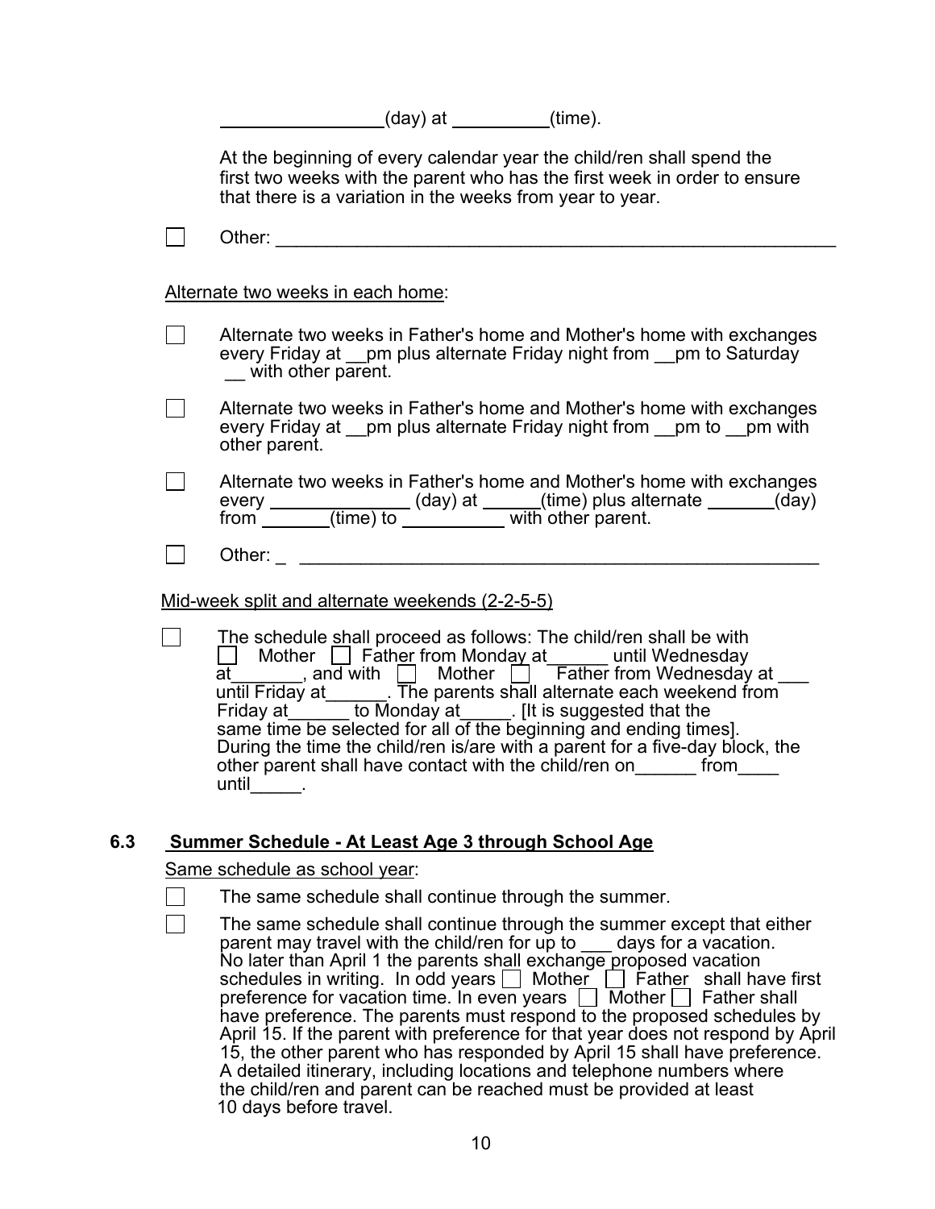________________(day) at __________(time).

At the beginning of every calendar year the child/ren shall spend the first two weeks with the parent who has the first week in order to ensure that there is a variation in the weeks from year to year.

☐ Other: ______________________________________________________

Alternate two weeks in each home:

☐ Alternate two weeks in Father's home and Mother's home with exchanges every Friday at __pm plus alternate Friday night from __pm to Saturday __ with other parent.

☐ Alternate two weeks in Father's home and Mother's home with exchanges every Friday at __pm plus alternate Friday night from __pm to __pm with other parent.

☐ Alternate two weeks in Father's home and Mother's home with exchanges every ______________ (day) at ______(time) plus alternate _______(day) from _______(time) to __________ with other parent.

☐ Other: _ ____________________________________________________

Mid-week split and alternate weekends (2-2-5-5)

☐ The schedule shall proceed as follows: The child/ren shall be with ☐ Mother ☐ Father from Monday at______ until Wednesday at_______, and with ☐ Mother ☐ Father from Wednesday at ___ until Friday at______. The parents shall alternate each weekend from Friday at______ to Monday at_____. [It is suggested that the same time be selected for all of the beginning and ending times]. During the time the child/ren is/are with a parent for a five-day block, the other parent shall have contact with the child/ren on______ from____ until_____.

## 6.3 Summer Schedule - At Least Age 3 through School Age

Same schedule as school year:

☐ The same schedule shall continue through the summer.

☐ The same schedule shall continue through the summer except that either parent may travel with the child/ren for up to ___ days for a vacation. No later than April 1 the parents shall exchange proposed vacation schedules in writing. In odd years ☐ Mother ☐ Father shall have first preference for vacation time. In even years ☐ Mother ☐ Father shall have preference. The parents must respond to the proposed schedules by April 15. If the parent with preference for that year does not respond by April 15, the other parent who has responded by April 15 shall have preference. A detailed itinerary, including locations and telephone numbers where the child/ren and parent can be reached must be provided at least 10 days before travel.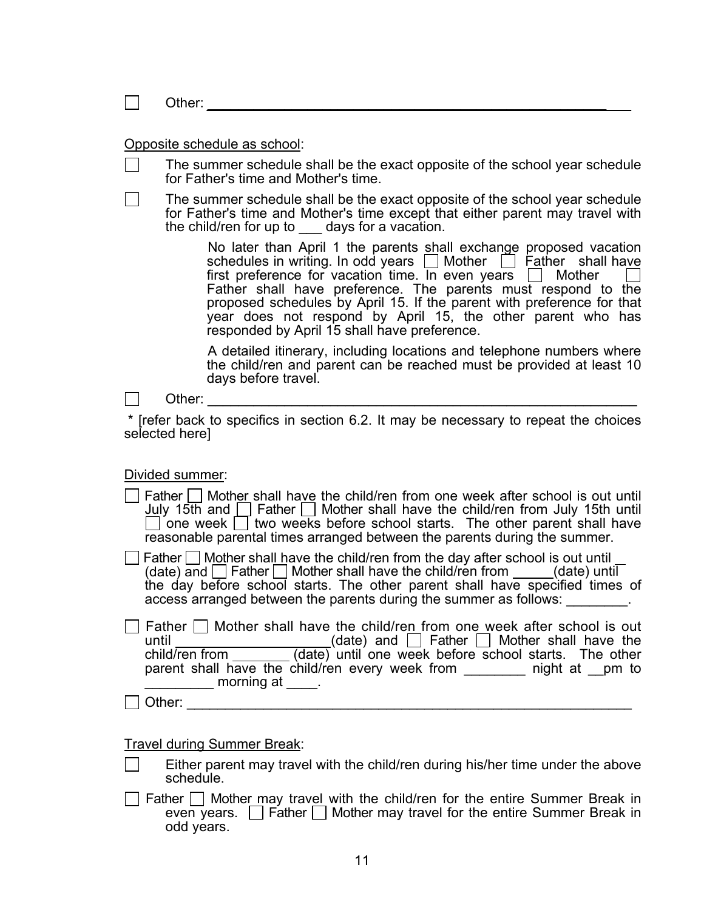☐ Other: ___________________________________________________________

Opposite schedule as school:

☐ The summer schedule shall be the exact opposite of the school year schedule for Father's time and Mother's time.

☐ The summer schedule shall be the exact opposite of the school year schedule for Father's time and Mother's time except that either parent may travel with the child/ren for up to ___ days for a vacation.

> No later than April 1 the parents shall exchange proposed vacation schedules in writing. In odd years ☐ Mother ☐ Father shall have first preference for vacation time. In even years ☐ Mother ☐ Father shall have preference. The parents must respond to the proposed schedules by April 15. If the parent with preference for that year does not respond by April 15, the other parent who has responded by April 15 shall have preference.
>
> A detailed itinerary, including locations and telephone numbers where the child/ren and parent can be reached must be provided at least 10 days before travel.

☐ Other: ___________________________________________________________

* [refer back to specifics in section 6.2. It may be necessary to repeat the choices selected here]

Divided summer:

☐ Father ☐ Mother shall have the child/ren from one week after school is out until July 15th and ☐ Father ☐ Mother shall have the child/ren from July 15th until ☐ one week ☐ two weeks before school starts. The other parent shall have reasonable parental times arranged between the parents during the summer.

☐ Father ☐ Mother shall have the child/ren from the day after school is out until __ (date) and ☐ Father ☐ Mother shall have the child/ren from _____(date) until the day before school starts. The other parent shall have specified times of access arranged between the parents during the summer as follows: ________.

☐ Father ☐ Mother shall have the child/ren from one week after school is out until ____________________(date) and ☐ Father ☐ Mother shall have the child/ren from ________ (date) until one week before school starts. The other parent shall have the child/ren every week from ________ night at __pm to _________ morning at ____.

☐ Other: ___________________________________________________________

Travel during Summer Break:

☐ Either parent may travel with the child/ren during his/her time under the above schedule.

☐ Father ☐ Mother may travel with the child/ren for the entire Summer Break in even years. ☐ Father ☐ Mother may travel for the entire Summer Break in odd years.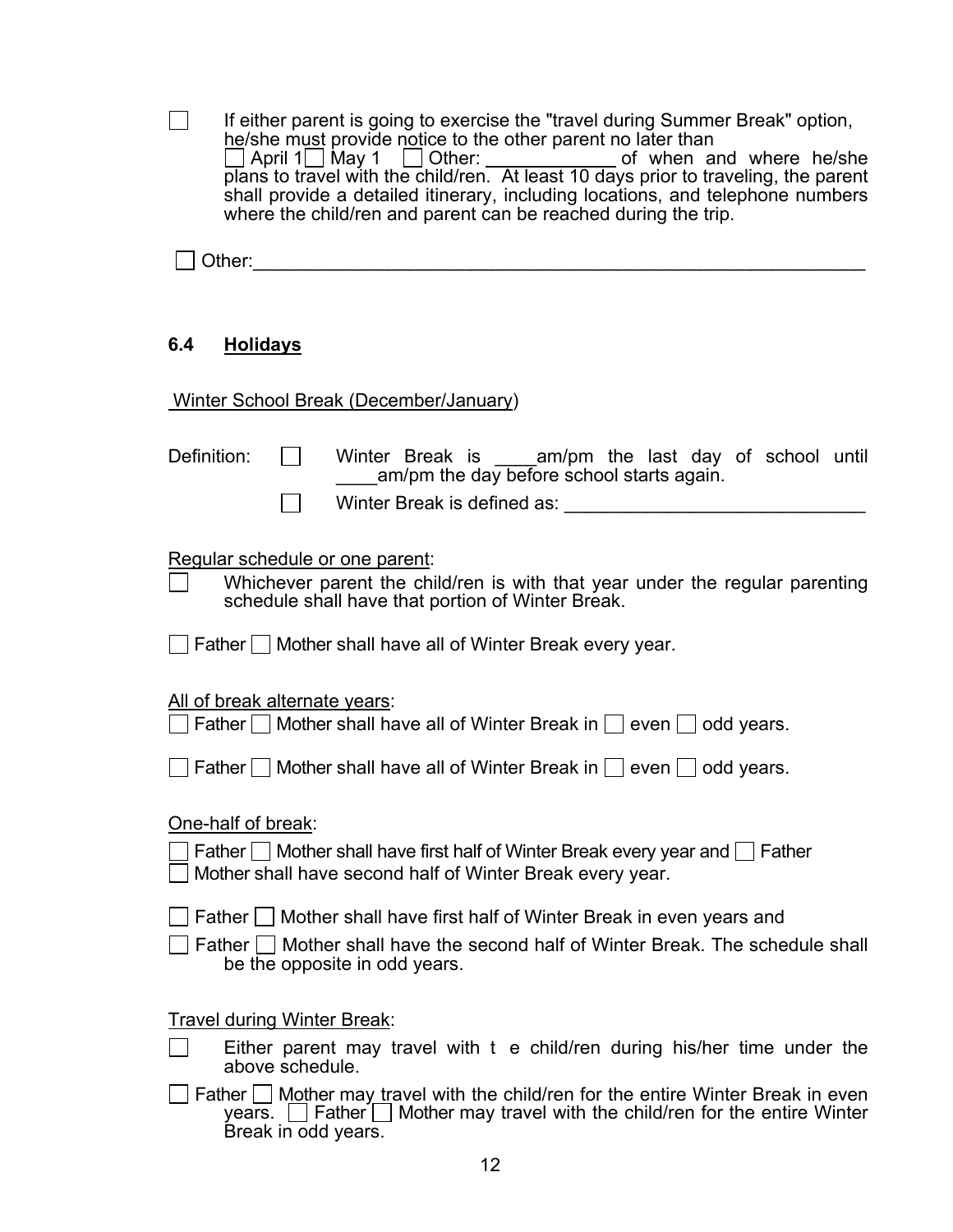☐ If either parent is going to exercise the "travel during Summer Break" option, he/she must provide notice to the other parent no later than ☐ April 1 ☐ May 1 ☐ Other: ____________ of when and where he/she plans to travel with the child/ren. At least 10 days prior to traveling, the parent shall provide a detailed itinerary, including locations, and telephone numbers where the child/ren and parent can be reached during the trip.

☐ Other:_______________________________________________________________

### 6.4 Holidays

Winter School Break (December/January)

Definition: ☐ Winter Break is ____am/pm the last day of school until ____am/pm the day before school starts again.

☐ Winter Break is defined as: ______________________________

Regular schedule or one parent:

☐ Whichever parent the child/ren is with that year under the regular parenting schedule shall have that portion of Winter Break.

☐ Father ☐ Mother shall have all of Winter Break every year.

All of break alternate years:

☐ Father ☐ Mother shall have all of Winter Break in ☐ even ☐ odd years.

☐ Father ☐ Mother shall have all of Winter Break in ☐ even ☐ odd years.

One-half of break:

☐ Father ☐ Mother shall have first half of Winter Break every year and ☐ Father ☐ Mother shall have second half of Winter Break every year.

☐ Father ☐ Mother shall have first half of Winter Break in even years and

☐ Father ☐ Mother shall have the second half of Winter Break. The schedule shall be the opposite in odd years.

Travel during Winter Break:

☐ Either parent may travel with t e child/ren during his/her time under the above schedule.

☐ Father ☐ Mother may travel with the child/ren for the entire Winter Break in even years. ☐ Father ☐ Mother may travel with the child/ren for the entire Winter Break in odd years.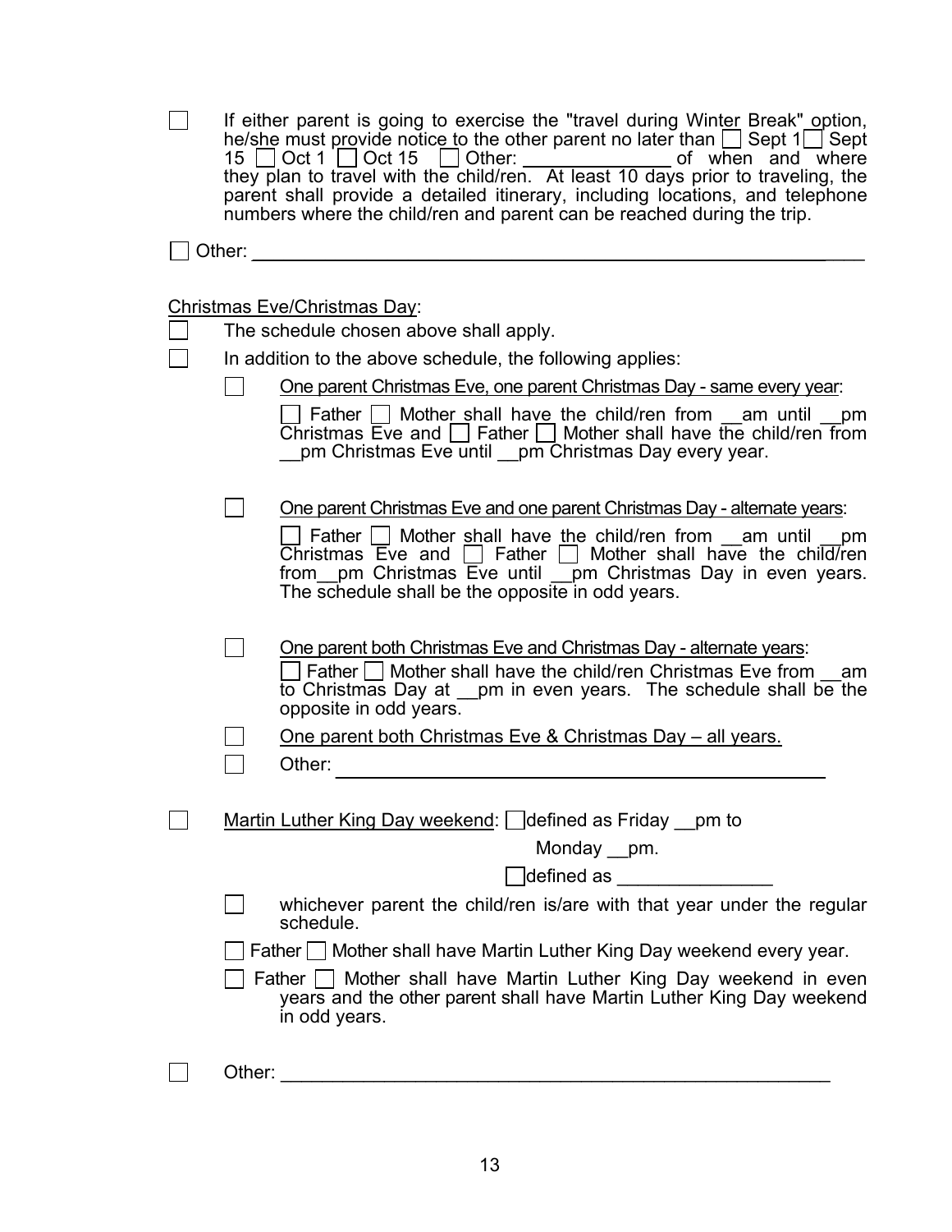- ☐ If either parent is going to exercise the "travel during Winter Break" option, he/she must provide notice to the other parent no later than ☐ Sept 1 ☐ Sept 15 ☐ Oct 1 ☐ Oct 15 ☐ Other: ______________ of when and where they plan to travel with the child/ren. At least 10 days prior to traveling, the parent shall provide a detailed itinerary, including locations, and telephone numbers where the child/ren and parent can be reached during the trip.

☐ Other: ____________________________________________________________

<u>Christmas Eve/Christmas Day</u>:

☐ The schedule chosen above shall apply.

☐ In addition to the above schedule, the following applies:

- ☐ <u>One parent Christmas Eve, one parent Christmas Day - same every year</u>:

  ☐ Father ☐ Mother shall have the child/ren from __am until __pm Christmas Eve and ☐ Father ☐ Mother shall have the child/ren from __pm Christmas Eve until __pm Christmas Day every year.

- ☐ <u>One parent Christmas Eve and one parent Christmas Day - alternate years</u>:

  ☐ Father ☐ Mother shall have the child/ren from __am until __pm Christmas Eve and ☐ Father ☐ Mother shall have the child/ren from__pm Christmas Eve until __pm Christmas Day in even years. The schedule shall be the opposite in odd years.

- ☐ <u>One parent both Christmas Eve and Christmas Day - alternate years</u>:

  ☐ Father ☐ Mother shall have the child/ren Christmas Eve from __am to Christmas Day at __pm in even years. The schedule shall be the opposite in odd years.

- ☐ <u>One parent both Christmas Eve & Christmas Day – all years.</u>

- ☐ Other: ______________________________________________

☐ <u>Martin Luther King Day weekend</u>: ☐ defined as Friday __pm to Monday __pm.

☐ defined as _______________

- ☐ whichever parent the child/ren is/are with that year under the regular schedule.
- ☐ Father ☐ Mother shall have Martin Luther King Day weekend every year.
- ☐ Father ☐ Mother shall have Martin Luther King Day weekend in even years and the other parent shall have Martin Luther King Day weekend in odd years.

☐ Other: _______________________________________________________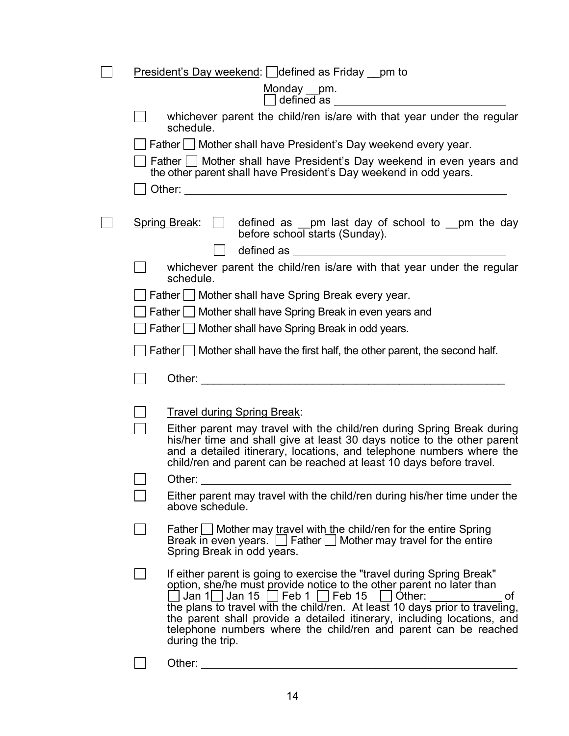☐ <u>President's Day weekend</u>: ☐ defined as Friday __pm to Monday __pm.
☐ defined as ___________________________

- ☐ whichever parent the child/ren is/are with that year under the regular schedule.
- ☐ Father ☐ Mother shall have President's Day weekend every year.
- ☐ Father ☐ Mother shall have President's Day weekend in even years and the other parent shall have President's Day weekend in odd years.
- ☐ Other: ___________________________________________________

☐ <u>Spring Break</u>: ☐ defined as __pm last day of school to __pm the day before school starts (Sunday).
☐ defined as _________________________________

- ☐ whichever parent the child/ren is/are with that year under the regular schedule.
- ☐ Father ☐ Mother shall have Spring Break every year.
- ☐ Father ☐ Mother shall have Spring Break in even years and
- ☐ Father ☐ Mother shall have Spring Break in odd years.
- ☐ Father ☐ Mother shall have the first half, the other parent, the second half.
- ☐ Other: ___________________________________________________

- ☐ <u>Travel during Spring Break</u>:
- ☐ Either parent may travel with the child/ren during Spring Break during his/her time and shall give at least 30 days notice to the other parent and a detailed itinerary, locations, and telephone numbers where the child/ren and parent can be reached at least 10 days before travel.
- ☐ Other: ___________________________________________________
- ☐ Either parent may travel with the child/ren during his/her time under the above schedule.
- ☐ Father ☐ Mother may travel with the child/ren for the entire Spring Break in even years. ☐ Father ☐ Mother may travel for the entire Spring Break in odd years.
- ☐ If either parent is going to exercise the "travel during Spring Break" option, she/he must provide notice to the other parent no later than ☐ Jan 1 ☐ Jan 15 ☐ Feb 1 ☐ Feb 15 ☐ Other: ___________ of the plans to travel with the child/ren. At least 10 days prior to traveling, the parent shall provide a detailed itinerary, including locations, and telephone numbers where the child/ren and parent can be reached during the trip.
- ☐ Other: ___________________________________________________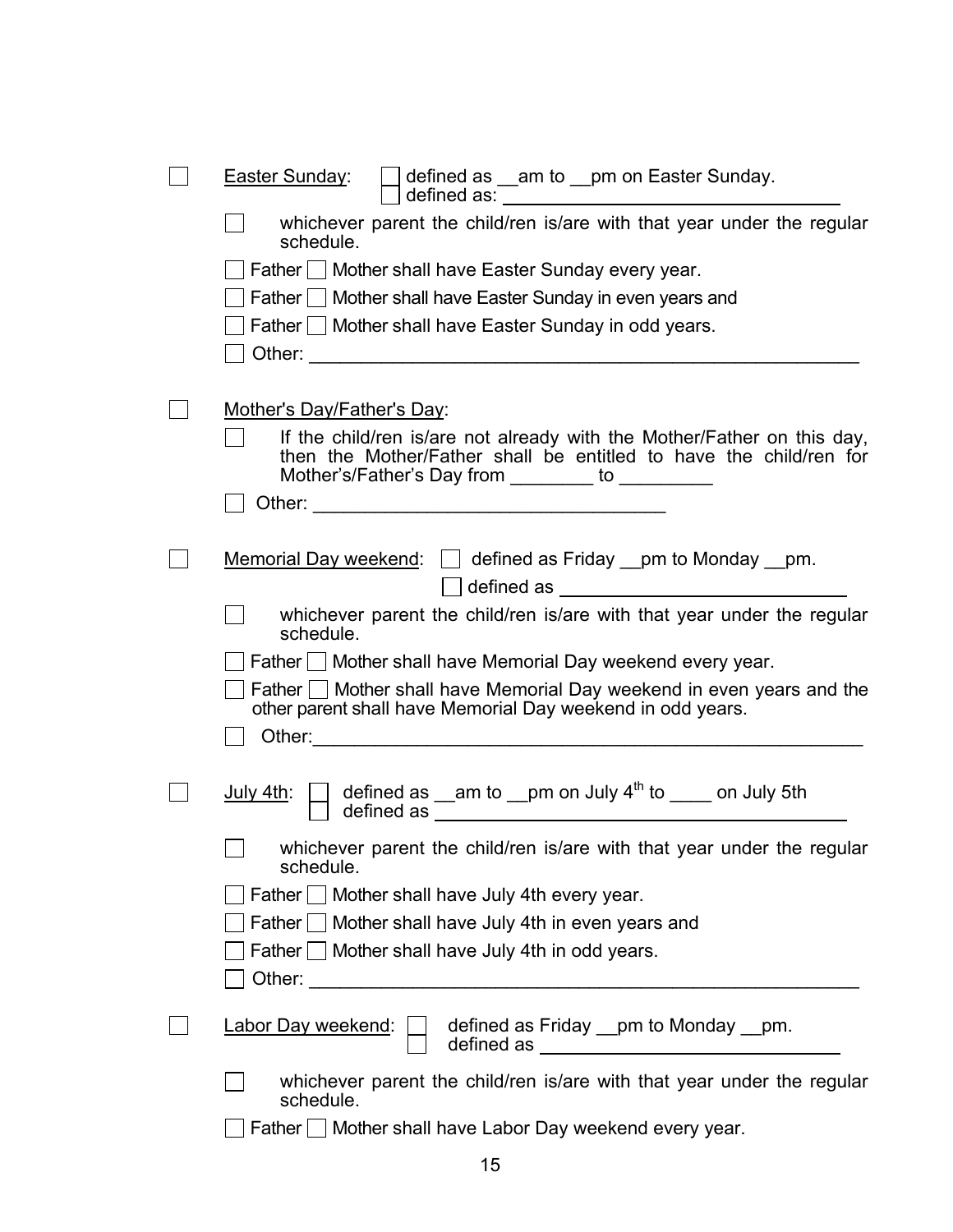☐ <u>Easter Sunday</u>: ☐ defined as __am to __pm on Easter Sunday.
☐ defined as: ______________________________

☐ whichever parent the child/ren is/are with that year under the regular schedule.

☐ Father ☐ Mother shall have Easter Sunday every year.

☐ Father ☐ Mother shall have Easter Sunday in even years and

☐ Father ☐ Mother shall have Easter Sunday in odd years.

☐ Other: ____________________________________________________

☐ <u>Mother's Day/Father's Day</u>:

☐ If the child/ren is/are not already with the Mother/Father on this day, then the Mother/Father shall be entitled to have the child/ren for Mother's/Father's Day from ________ to _________

☐ Other: ________________________________

☐ <u>Memorial Day weekend</u>: ☐ defined as Friday __pm to Monday __pm.
☐ defined as ___________________________

☐ whichever parent the child/ren is/are with that year under the regular schedule.

☐ Father ☐ Mother shall have Memorial Day weekend every year.

☐ Father ☐ Mother shall have Memorial Day weekend in even years and the other parent shall have Memorial Day weekend in odd years.

☐ Other:____________________________________________________

☐ <u>July 4th</u>: ☐ defined as __am to __pm on July $4^{th}$ to ____ on July 5th
☐ defined as ________________________________________

☐ whichever parent the child/ren is/are with that year under the regular schedule.

☐ Father ☐ Mother shall have July 4th every year.

☐ Father ☐ Mother shall have July 4th in even years and

☐ Father ☐ Mother shall have July 4th in odd years.

☐ Other: ____________________________________________________

☐ <u>Labor Day weekend</u>: ☐ defined as Friday __pm to Monday __pm.
☐ defined as ______________________________

☐ whichever parent the child/ren is/are with that year under the regular schedule.

☐ Father ☐ Mother shall have Labor Day weekend every year.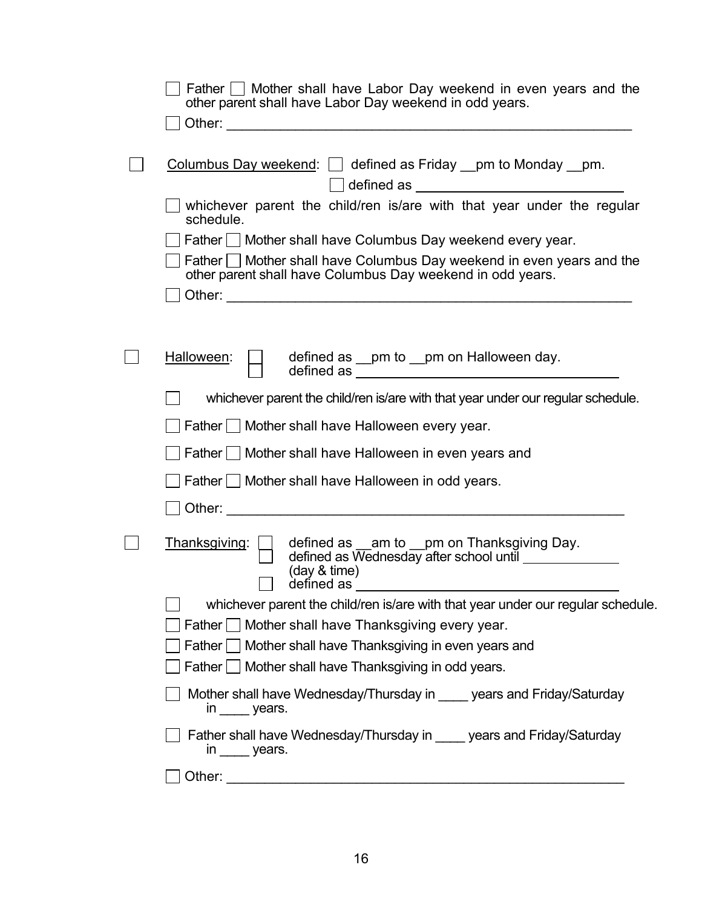☐ Father ☐ Mother shall have Labor Day weekend in even years and the other parent shall have Labor Day weekend in odd years.

☐ Other: ______________________________________________________

☐ <u>Columbus Day weekend</u>: ☐ defined as Friday __pm to Monday __pm.

☐ defined as ____________________________

☐ whichever parent the child/ren is/are with that year under the regular schedule.

☐ Father ☐ Mother shall have Columbus Day weekend every year.

☐ Father ☐ Mother shall have Columbus Day weekend in even years and the other parent shall have Columbus Day weekend in odd years.

☐ Other: ______________________________________________________

☐ <u>Halloween</u>: ☐ defined as __pm to __pm on Halloween day.

☐ defined as ____________________________________

☐ whichever parent the child/ren is/are with that year under our regular schedule.

☐ Father ☐ Mother shall have Halloween every year.

☐ Father ☐ Mother shall have Halloween in even years and

☐ Father ☐ Mother shall have Halloween in odd years.

☐ Other: ______________________________________________________

☐ <u>Thanksgiving</u>: ☐ defined as __am to __pm on Thanksgiving Day.

☐ defined as Wednesday after school until _____________ (day & time)

☐ defined as ____________________________________

☐ whichever parent the child/ren is/are with that year under our regular schedule.

☐ Father ☐ Mother shall have Thanksgiving every year.

☐ Father ☐ Mother shall have Thanksgiving in even years and

☐ Father ☐ Mother shall have Thanksgiving in odd years.

☐ Mother shall have Wednesday/Thursday in ____ years and Friday/Saturday in ____ years.

☐ Father shall have Wednesday/Thursday in ____ years and Friday/Saturday in ____ years.

☐ Other: ______________________________________________________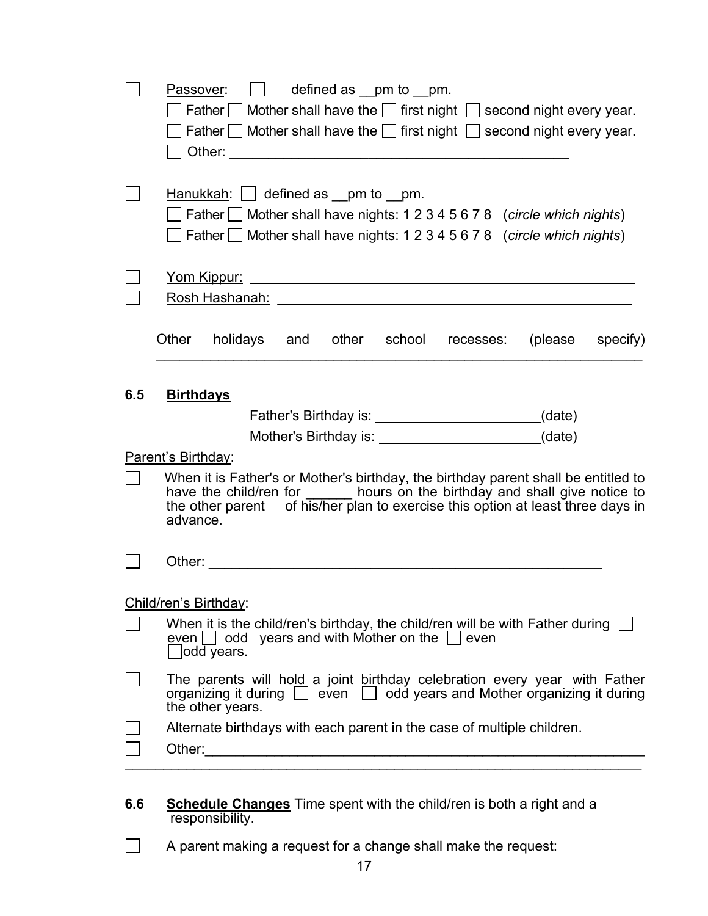☐ Passover: ☐ defined as __pm to __pm.

☐ Father ☐ Mother shall have the ☐ first night ☐ second night every year.

☐ Father ☐ Mother shall have the ☐ first night ☐ second night every year.

☐ Other: ____________________________________________

☐ Hanukkah: ☐ defined as __pm to __pm.

☐ Father ☐ Mother shall have nights: 1 2 3 4 5 6 7 8 (*circle which nights*)

☐ Father ☐ Mother shall have nights: 1 2 3 4 5 6 7 8 (*circle which nights*)

☐ Yom Kippur: ____________________________________________

☐ Rosh Hashanah: ____________________________________________

Other holidays and other school recesses: (please specify) ____________________________________________

## 6.5 Birthdays

Father's Birthday is: ____________________(date)

Mother's Birthday is: ____________________(date)

Parent's Birthday:

☐ When it is Father's or Mother's birthday, the birthday parent shall be entitled to have the child/ren for ______ hours on the birthday and shall give notice to the other parent of his/her plan to exercise this option at least three days in advance.

☐ Other: ____________________________________________

Child/ren's Birthday:

☐ When it is the child/ren's birthday, the child/ren will be with Father during ☐ even ☐ odd years and with Mother on the ☐ even ☐ odd years.

☐ The parents will hold a joint birthday celebration every year with Father organizing it during ☐ even ☐ odd years and Mother organizing it during the other years.

☐ Alternate birthdays with each parent in the case of multiple children.

☐ Other: ____________________________________________

## 6.6 Schedule Changes

Time spent with the child/ren is both a right and a responsibility.

☐ A parent making a request for a change shall make the request: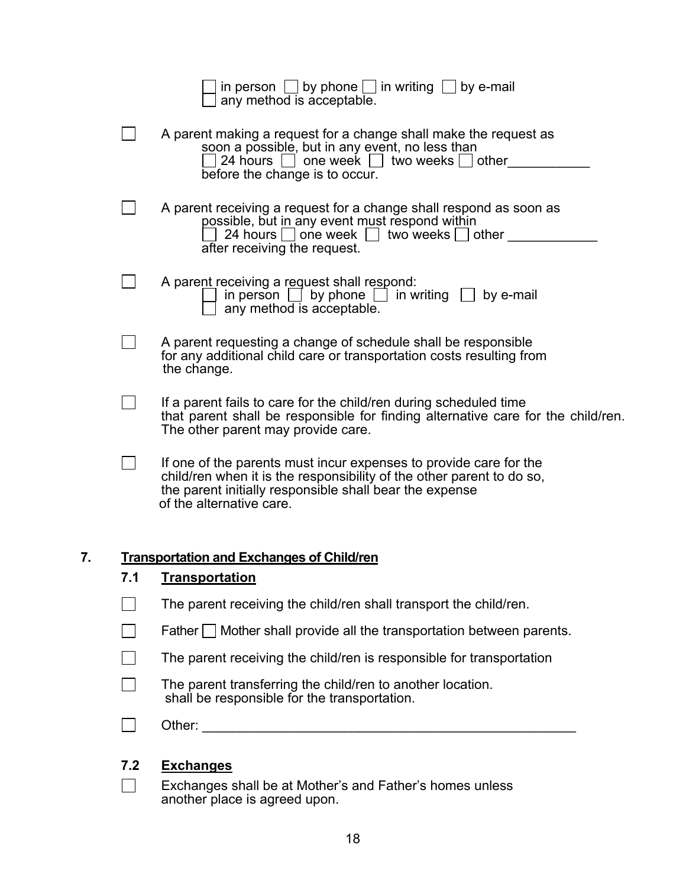☐ in person ☐ by phone ☐ in writing ☐ by e-mail
☐ any method is acceptable.

☐ A parent making a request for a change shall make the request as soon a possible, but in any event, no less than
☐ 24 hours ☐ one week ☐ two weeks ☐ other___________
before the change is to occur.

☐ A parent receiving a request for a change shall respond as soon as possible, but in any event must respond within
☐ 24 hours ☐ one week ☐ two weeks ☐ other ____________
after receiving the request.

☐ A parent receiving a request shall respond:
☐ in person ☐ by phone ☐ in writing ☐ by e-mail
☐ any method is acceptable.

☐ A parent requesting a change of schedule shall be responsible for any additional child care or transportation costs resulting from the change.

☐ If a parent fails to care for the child/ren during scheduled time that parent shall be responsible for finding alternative care for the child/ren. The other parent may provide care.

☐ If one of the parents must incur expenses to provide care for the child/ren when it is the responsibility of the other parent to do so, the parent initially responsible shall bear the expense of the alternative care.

## 7. Transportation and Exchanges of Child/ren

### 7.1 Transportation

☐ The parent receiving the child/ren shall transport the child/ren.

☐ Father ☐ Mother shall provide all the transportation between parents.

☐ The parent receiving the child/ren is responsible for transportation

☐ The parent transferring the child/ren to another location. shall be responsible for the transportation.

☐ Other: ____________________________________________________

### 7.2 Exchanges

☐ Exchanges shall be at Mother's and Father's homes unless another place is agreed upon.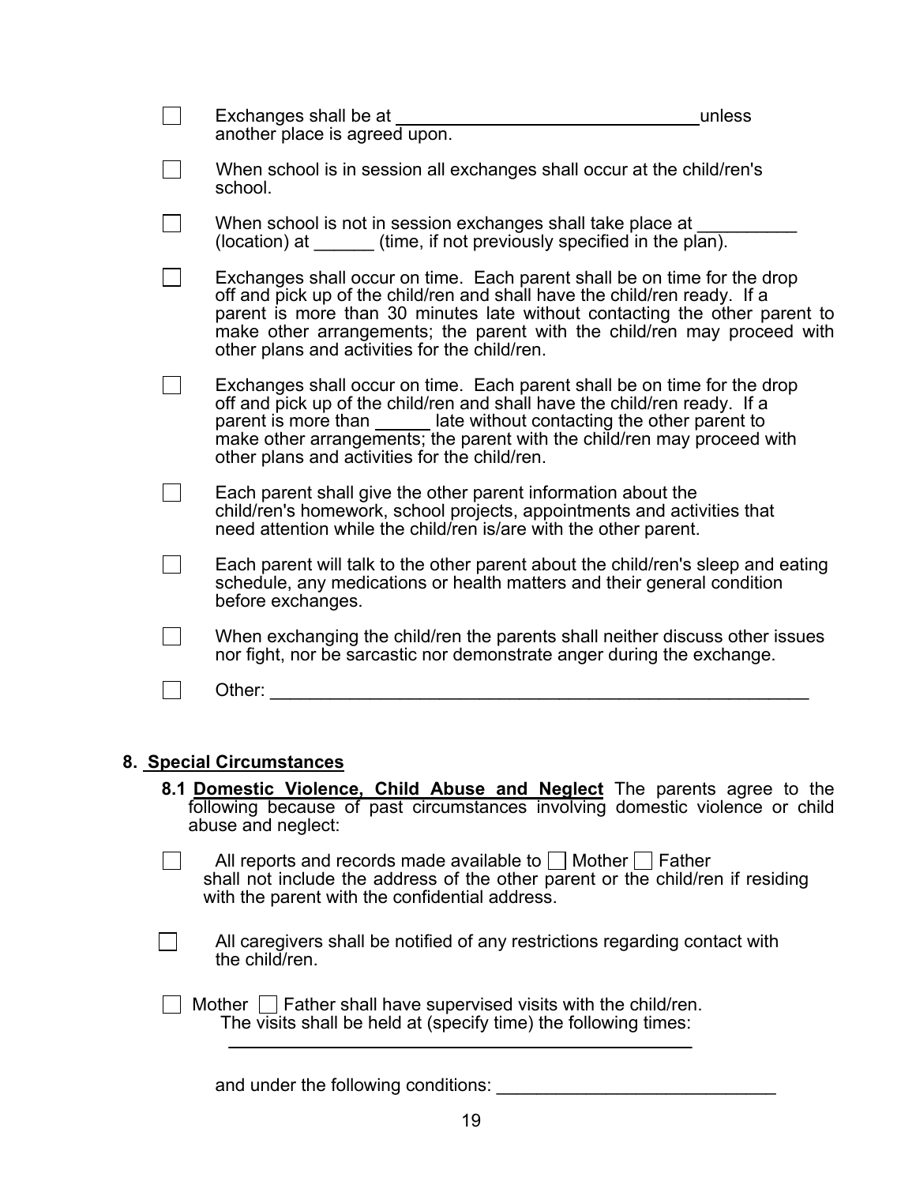☐ Exchanges shall be at ________________________________ unless another place is agreed upon.

☐ When school is in session all exchanges shall occur at the child/ren's school.

☐ When school is not in session exchanges shall take place at __________ (location) at ______ (time, if not previously specified in the plan).

☐ Exchanges shall occur on time. Each parent shall be on time for the drop off and pick up of the child/ren and shall have the child/ren ready. If a parent is more than 30 minutes late without contacting the other parent to make other arrangements; the parent with the child/ren may proceed with other plans and activities for the child/ren.

☐ Exchanges shall occur on time. Each parent shall be on time for the drop off and pick up of the child/ren and shall have the child/ren ready. If a parent is more than ______ late without contacting the other parent to make other arrangements; the parent with the child/ren may proceed with other plans and activities for the child/ren.

☐ Each parent shall give the other parent information about the child/ren's homework, school projects, appointments and activities that need attention while the child/ren is/are with the other parent.

☐ Each parent will talk to the other parent about the child/ren's sleep and eating schedule, any medications or health matters and their general condition before exchanges.

☐ When exchanging the child/ren the parents shall neither discuss other issues nor fight, nor be sarcastic nor demonstrate anger during the exchange.

☐ Other: ________________________________________________________

## 8. Special Circumstances

**8.1 Domestic Violence, Child Abuse and Neglect** The parents agree to the following because of past circumstances involving domestic violence or child abuse and neglect:

☐ All reports and records made available to ☐ Mother ☐ Father shall not include the address of the other parent or the child/ren if residing with the parent with the confidential address.

☐ All caregivers shall be notified of any restrictions regarding contact with the child/ren.

☐ Mother ☐ Father shall have supervised visits with the child/ren. The visits shall be held at (specify time) the following times:

__________________________________________________

and under the following conditions: ____________________________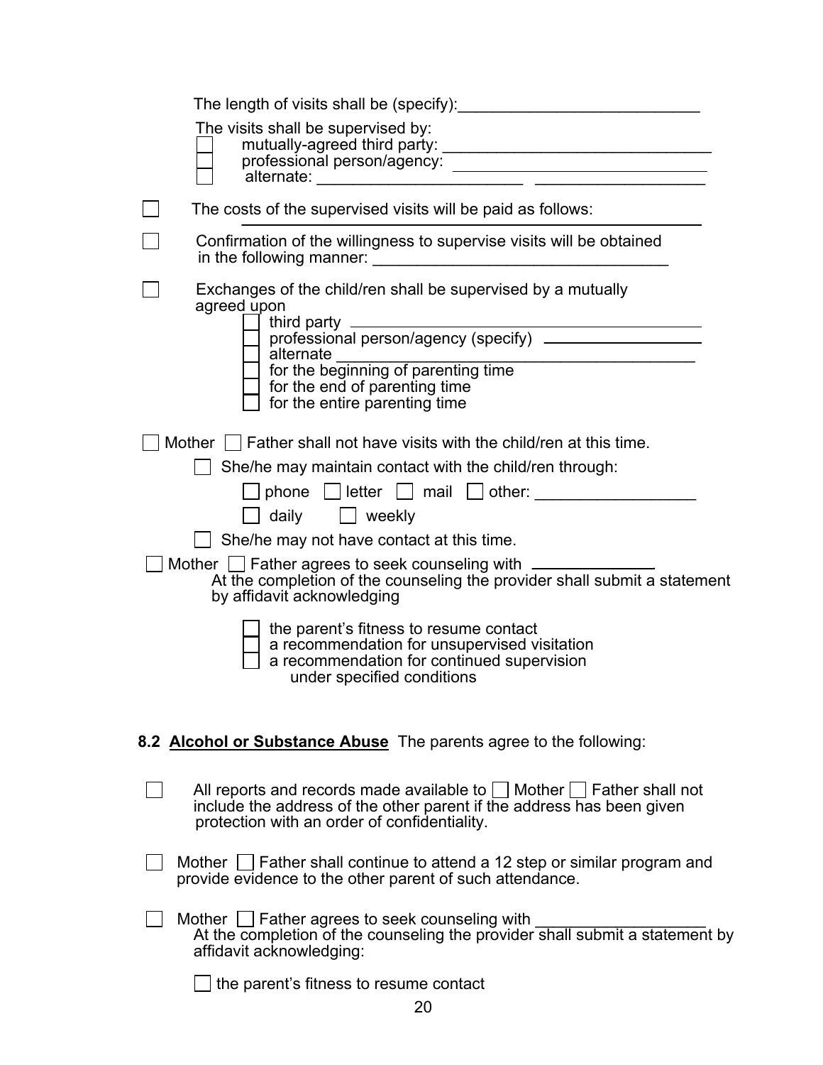The length of visits shall be (specify):___________________________

The visits shall be supervised by:

- ☐ mutually-agreed third party: ______________________________
- ☐ professional person/agency: ______________________________
- ☐ alternate: ______________________ ___________________

☐ The costs of the supervised visits will be paid as follows: ______________________________

☐ Confirmation of the willingness to supervise visits will be obtained in the following manner: ________________________________

☐ Exchanges of the child/ren shall be supervised by a mutually agreed upon

- ☐ third party ________________________________________
- ☐ professional person/agency (specify) __________________
- ☐ alternate __________________________________________
- ☐ for the beginning of parenting time
- ☐ for the end of parenting time
- ☐ for the entire parenting time

☐ Mother ☐ Father shall not have visits with the child/ren at this time.

☐ She/he may maintain contact with the child/ren through:

☐ phone ☐ letter ☐ mail ☐ other: __________________

☐ daily ☐ weekly

☐ She/he may not have contact at this time.

☐ Mother ☐ Father agrees to seek counseling with ______________
At the completion of the counseling the provider shall submit a statement by affidavit acknowledging

- ☐ the parent's fitness to resume contact
- ☐ a recommendation for unsupervised visitation
- ☐ a recommendation for continued supervision under specified conditions

**8.2 Alcohol or Substance Abuse** The parents agree to the following:

☐ All reports and records made available to ☐ Mother ☐ Father shall not include the address of the other parent if the address has been given protection with an order of confidentiality.

☐ Mother ☐ Father shall continue to attend a 12 step or similar program and provide evidence to the other parent of such attendance.

☐ Mother ☐ Father agrees to seek counseling with ___________________
At the completion of the counseling the provider shall submit a statement by affidavit acknowledging:

☐ the parent's fitness to resume contact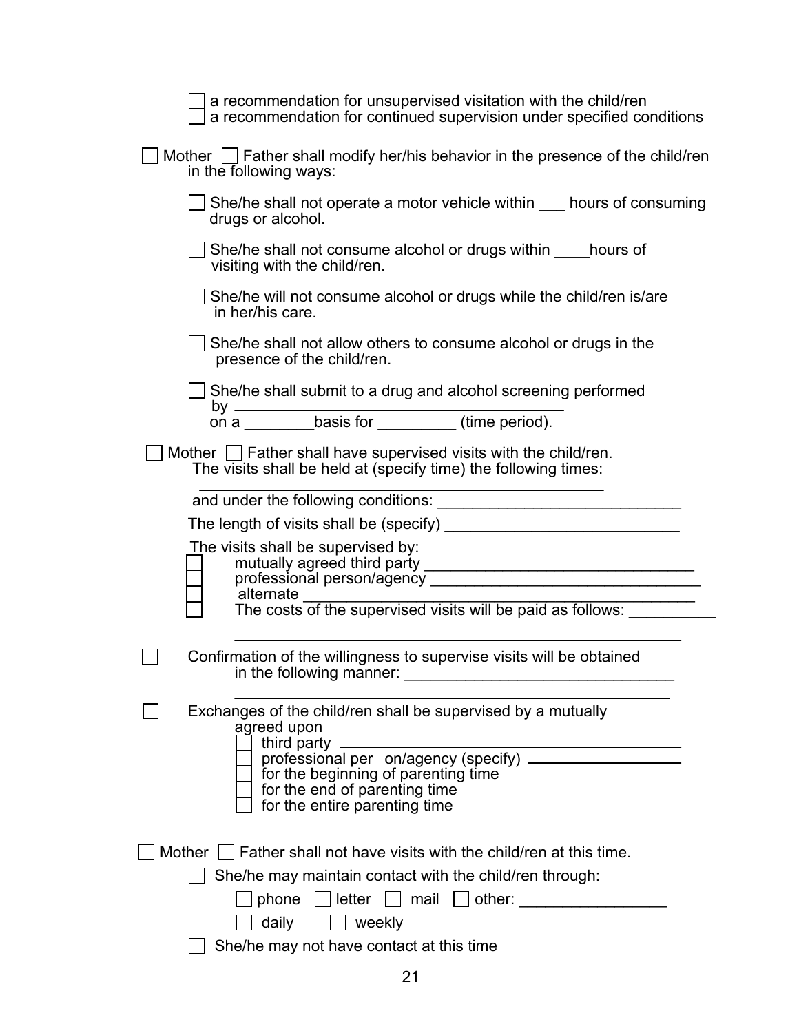- ☐ a recommendation for unsupervised visitation with the child/ren
- ☐ a recommendation for continued supervision under specified conditions

☐ Mother ☐ Father shall modify her/his behavior in the presence of the child/ren in the following ways:

- ☐ She/he shall not operate a motor vehicle within ___ hours of consuming drugs or alcohol.
- ☐ She/he shall not consume alcohol or drugs within ____hours of visiting with the child/ren.
- ☐ She/he will not consume alcohol or drugs while the child/ren is/are in her/his care.
- ☐ She/he shall not allow others to consume alcohol or drugs in the presence of the child/ren.
- ☐ She/he shall submit to a drug and alcohol screening performed by ________________________________________ on a ________basis for _________ (time period).

☐ Mother ☐ Father shall have supervised visits with the child/ren. The visits shall be held at (specify time) the following times:

_____________________________________________________

and under the following conditions: ____________________________

The length of visits shall be (specify) ___________________________

The visits shall be supervised by:

- ☐ mutually agreed third party ________________________________
- ☐ professional person/agency ________________________________
- ☐ alternate ______________________________________________
- ☐ The costs of the supervised visits will be paid as follows: __________

_____________________________________________________

☐ Confirmation of the willingness to supervise visits will be obtained in the following manner: _______________________________

_____________________________________________________

☐ Exchanges of the child/ren shall be supervised by a mutually agreed upon

- ☐ third party ___________________________________________
- ☐ professional per on/agency (specify) __________________
- ☐ for the beginning of parenting time
- ☐ for the end of parenting time
- ☐ for the entire parenting time

☐ Mother ☐ Father shall not have visits with the child/ren at this time.

- ☐ She/he may maintain contact with the child/ren through:
  - ☐ phone ☐ letter ☐ mail ☐ other: _________________
  - ☐ daily ☐ weekly
- ☐ She/he may not have contact at this time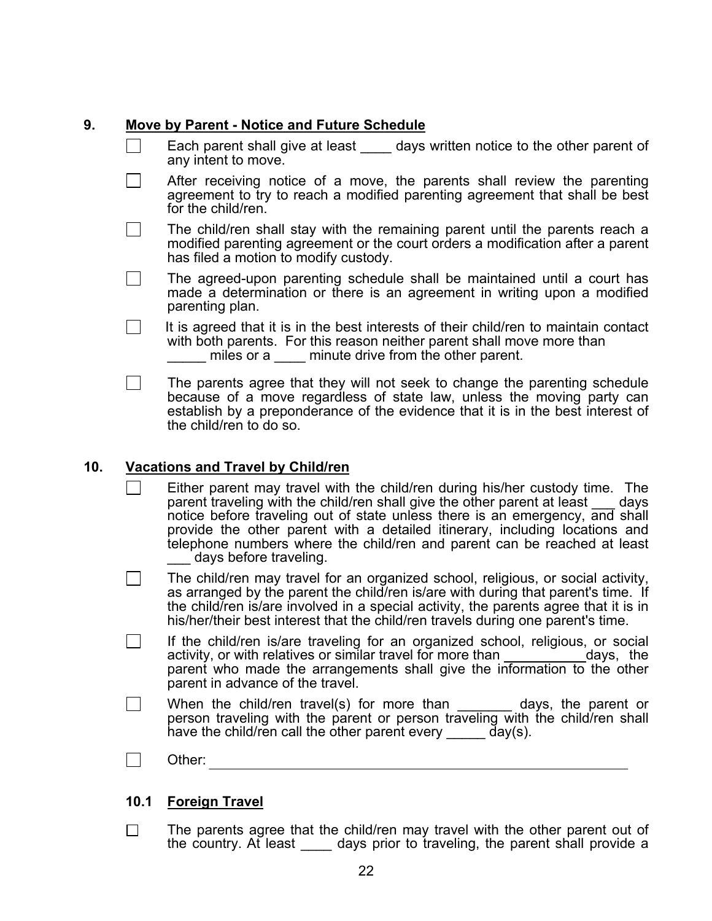## 9. Move by Parent - Notice and Future Schedule

- ☐ Each parent shall give at least ____ days written notice to the other parent of any intent to move.
- ☐ After receiving notice of a move, the parents shall review the parenting agreement to try to reach a modified parenting agreement that shall be best for the child/ren.
- ☐ The child/ren shall stay with the remaining parent until the parents reach a modified parenting agreement or the court orders a modification after a parent has filed a motion to modify custody.
- ☐ The agreed-upon parenting schedule shall be maintained until a court has made a determination or there is an agreement in writing upon a modified parenting plan.
- ☐ It is agreed that it is in the best interests of their child/ren to maintain contact with both parents. For this reason neither parent shall move more than _____ miles or a ____ minute drive from the other parent.
- ☐ The parents agree that they will not seek to change the parenting schedule because of a move regardless of state law, unless the moving party can establish by a preponderance of the evidence that it is in the best interest of the child/ren to do so.

## 10. Vacations and Travel by Child/ren

- ☐ Either parent may travel with the child/ren during his/her custody time. The parent traveling with the child/ren shall give the other parent at least ___ days notice before traveling out of state unless there is an emergency, and shall provide the other parent with a detailed itinerary, including locations and telephone numbers where the child/ren and parent can be reached at least ___ days before traveling.
- ☐ The child/ren may travel for an organized school, religious, or social activity, as arranged by the parent the child/ren is/are with during that parent's time. If the child/ren is/are involved in a special activity, the parents agree that it is in his/her/their best interest that the child/ren travels during one parent's time.
- ☐ If the child/ren is/are traveling for an organized school, religious, or social activity, or with relatives or similar travel for more than __________days, the parent who made the arrangements shall give the information to the other parent in advance of the travel.
- ☐ When the child/ren travel(s) for more than _______ days, the parent or person traveling with the parent or person traveling with the child/ren shall have the child/ren call the other parent every _____ day(s).
- ☐ Other: ____________________________________________________________

### 10.1 Foreign Travel

- ☐ The parents agree that the child/ren may travel with the other parent out of the country. At least ____ days prior to traveling, the parent shall provide a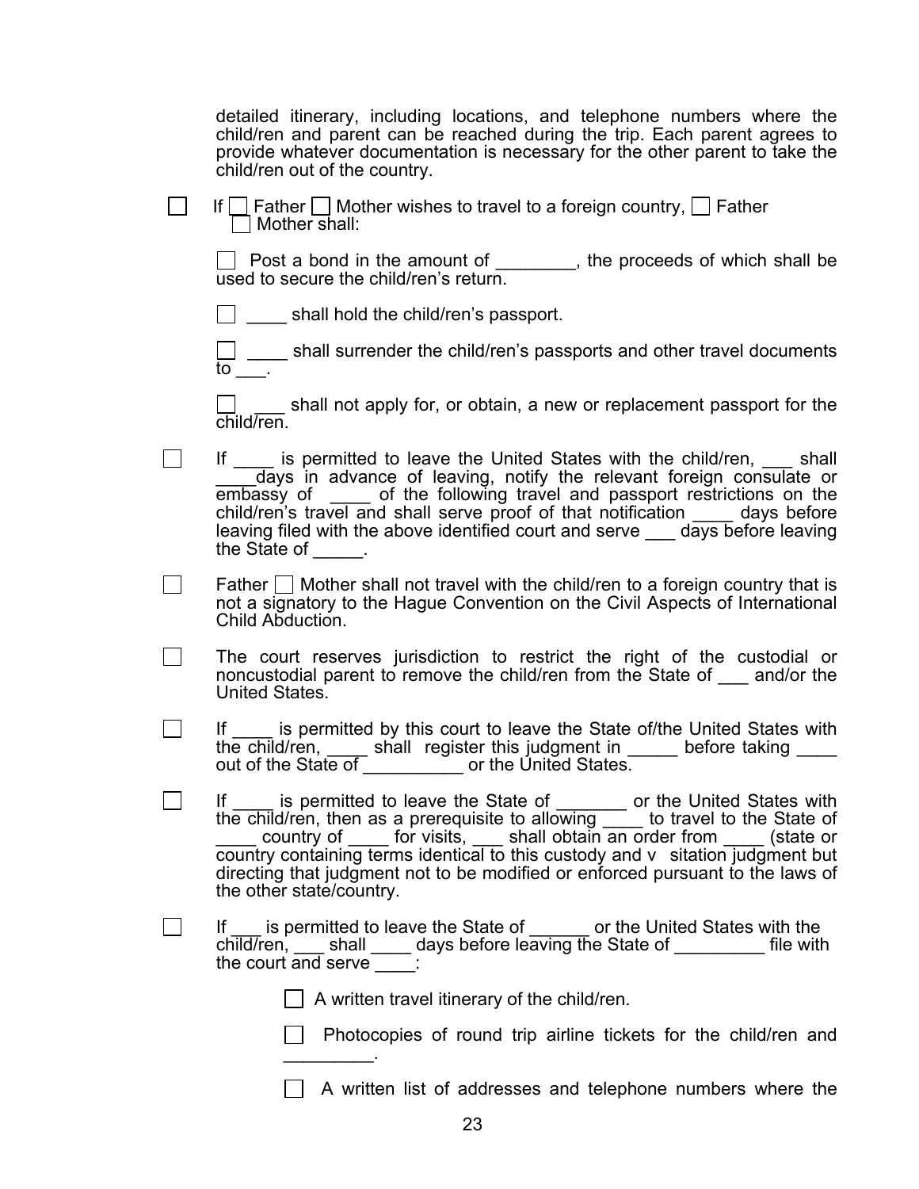detailed itinerary, including locations, and telephone numbers where the child/ren and parent can be reached during the trip. Each parent agrees to provide whatever documentation is necessary for the other parent to take the child/ren out of the country.

☐ If ☐ Father ☐ Mother wishes to travel to a foreign country, ☐ Father ☐ Mother shall:

☐ Post a bond in the amount of ________, the proceeds of which shall be used to secure the child/ren's return.

☐ ____ shall hold the child/ren's passport.

☐ ____ shall surrender the child/ren's passports and other travel documents to ___.

☐ ___ shall not apply for, or obtain, a new or replacement passport for the child/ren.

☐ If ____ is permitted to leave the United States with the child/ren, ___ shall ____days in advance of leaving, notify the relevant foreign consulate or embassy of ____ of the following travel and passport restrictions on the child/ren's travel and shall serve proof of that notification ____ days before leaving filed with the above identified court and serve ___ days before leaving the State of _____.

☐ Father ☐ Mother shall not travel with the child/ren to a foreign country that is not a signatory to the Hague Convention on the Civil Aspects of International Child Abduction.

☐ The court reserves jurisdiction to restrict the right of the custodial or noncustodial parent to remove the child/ren from the State of ___ and/or the United States.

☐ If ____ is permitted by this court to leave the State of/the United States with the child/ren, ____ shall register this judgment in _____ before taking ____ out of the State of __________ or the United States.

☐ If ____ is permitted to leave the State of _______ or the United States with the child/ren, then as a prerequisite to allowing ____ to travel to the State of ____ country of ____ for visits, ___ shall obtain an order from ____ (state or country containing terms identical to this custody and v sitation judgment but directing that judgment not to be modified or enforced pursuant to the laws of the other state/country.

☐ If ___ is permitted to leave the State of ______ or the United States with the child/ren, ___ shall ____ days before leaving the State of _________ file with the court and serve ____:

☐ A written travel itinerary of the child/ren.

☐ Photocopies of round trip airline tickets for the child/ren and _________.

☐ A written list of addresses and telephone numbers where the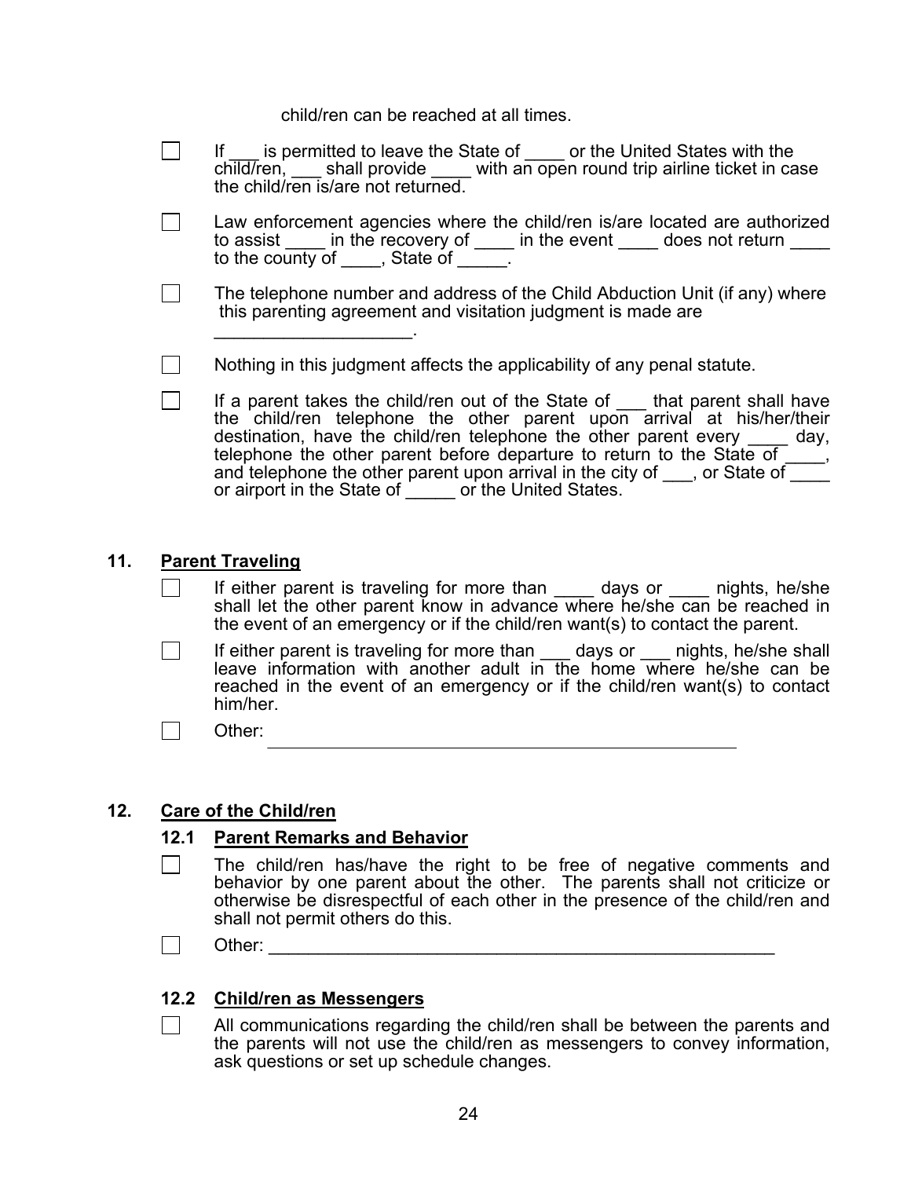child/ren can be reached at all times.

- ☐ If ___ is permitted to leave the State of ____ or the United States with the child/ren, ___ shall provide ____ with an open round trip airline ticket in case the child/ren is/are not returned.
- ☐ Law enforcement agencies where the child/ren is/are located are authorized to assist ____ in the recovery of ____ in the event ____ does not return ____ to the county of ____, State of _____.
- ☐ The telephone number and address of the Child Abduction Unit (if any) where this parenting agreement and visitation judgment is made are ____________________.
- ☐ Nothing in this judgment affects the applicability of any penal statute.
- ☐ If a parent takes the child/ren out of the State of ___ that parent shall have the child/ren telephone the other parent upon arrival at his/her/their destination, have the child/ren telephone the other parent every ____ day, telephone the other parent before departure to return to the State of ____, and telephone the other parent upon arrival in the city of ___, or State of ____ or airport in the State of _____ or the United States.

## 11. Parent Traveling

- ☐ If either parent is traveling for more than ____ days or ____ nights, he/she shall let the other parent know in advance where he/she can be reached in the event of an emergency or if the child/ren want(s) to contact the parent.
- ☐ If either parent is traveling for more than ___ days or ___ nights, he/she shall leave information with another adult in the home where he/she can be reached in the event of an emergency or if the child/ren want(s) to contact him/her.
- ☐ Other: ______________________________________________

## 12. Care of the Child/ren

### 12.1 Parent Remarks and Behavior

- ☐ The child/ren has/have the right to be free of negative comments and behavior by one parent about the other. The parents shall not criticize or otherwise be disrespectful of each other in the presence of the child/ren and shall not permit others do this.
- ☐ Other: ______________________________________________

### 12.2 Child/ren as Messengers

- ☐ All communications regarding the child/ren shall be between the parents and the parents will not use the child/ren as messengers to convey information, ask questions or set up schedule changes.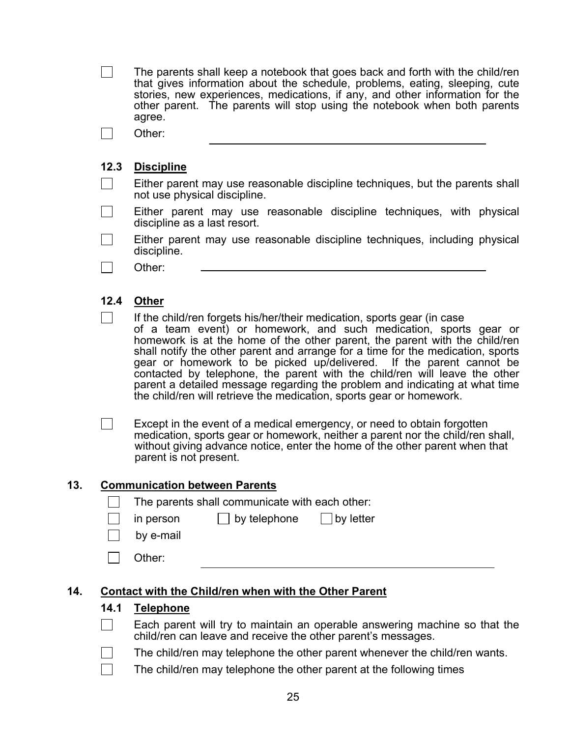- [ ] The parents shall keep a notebook that goes back and forth with the child/ren that gives information about the schedule, problems, eating, sleeping, cute stories, new experiences, medications, if any, and other information for the other parent. The parents will stop using the notebook when both parents agree.
- [ ] Other: ____________________________________________

### 12.3 Discipline

- [ ] Either parent may use reasonable discipline techniques, but the parents shall not use physical discipline.
- [ ] Either parent may use reasonable discipline techniques, with physical discipline as a last resort.
- [ ] Either parent may use reasonable discipline techniques, including physical discipline.
- [ ] Other: ____________________________________________

### 12.4 Other

- [ ] If the child/ren forgets his/her/their medication, sports gear (in case of a team event) or homework, and such medication, sports gear or homework is at the home of the other parent, the parent with the child/ren shall notify the other parent and arrange for a time for the medication, sports gear or homework to be picked up/delivered. If the parent cannot be contacted by telephone, the parent with the child/ren will leave the other parent a detailed message regarding the problem and indicating at what time the child/ren will retrieve the medication, sports gear or homework.

- [ ] Except in the event of a medical emergency, or need to obtain forgotten medication, sports gear or homework, neither a parent nor the child/ren shall, without giving advance notice, enter the home of the other parent when that parent is not present.

## 13. Communication between Parents

- [ ] The parents shall communicate with each other:
- [ ] in person  [ ] by telephone  [ ] by letter
- [ ] by e-mail
- [ ] Other: ____________________________________________

## 14. Contact with the Child/ren when with the Other Parent

### 14.1 Telephone

- [ ] Each parent will try to maintain an operable answering machine so that the child/ren can leave and receive the other parent's messages.
- [ ] The child/ren may telephone the other parent whenever the child/ren wants.
- [ ] The child/ren may telephone the other parent at the following times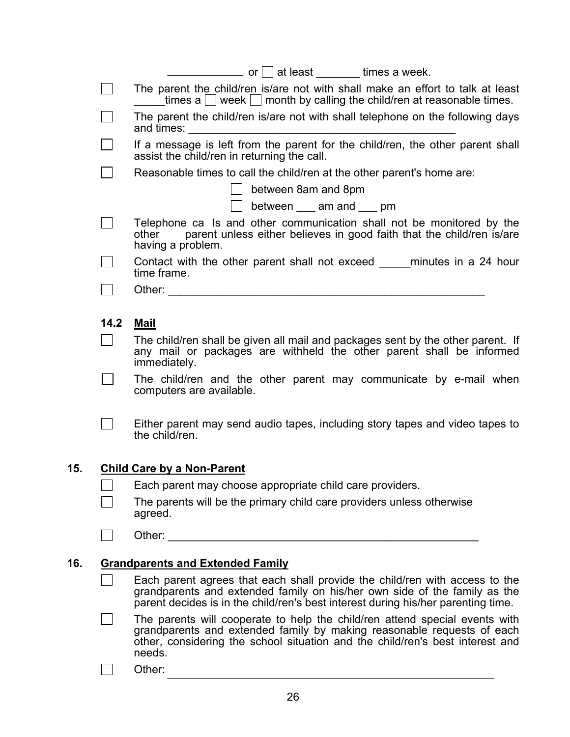____________ or ☐ at least _______ times a week.

☐ The parent the child/ren is/are not with shall make an effort to talk at least _____times a ☐ week ☐ month by calling the child/ren at reasonable times.

☐ The parent the child/ren is/are not with shall telephone on the following days and times: ____________________________________________

☐ If a message is left from the parent for the child/ren, the other parent shall assist the child/ren in returning the call.

☐ Reasonable times to call the child/ren at the other parent's home are:

- ☐ between 8am and 8pm
- ☐ between ___ am and ___ pm

☐ Telephone ca ls and other communication shall not be monitored by the other parent unless either believes in good faith that the child/ren is/are having a problem.

☐ Contact with the other parent shall not exceed _____minutes in a 24 hour time frame.

☐ Other: ____________________________________________________

### 14.2 Mail

☐ The child/ren shall be given all mail and packages sent by the other parent. If any mail or packages are withheld the other parent shall be informed immediately.

☐ The child/ren and the other parent may communicate by e-mail when computers are available.

☐ Either parent may send audio tapes, including story tapes and video tapes to the child/ren.

## 15. Child Care by a Non-Parent

☐ Each parent may choose appropriate child care providers.

☐ The parents will be the primary child care providers unless otherwise agreed.

☐ Other: ____________________________________________________

## 16. Grandparents and Extended Family

☐ Each parent agrees that each shall provide the child/ren with access to the grandparents and extended family on his/her own side of the family as the parent decides is in the child/ren's best interest during his/her parenting time.

☐ The parents will cooperate to help the child/ren attend special events with grandparents and extended family by making reasonable requests of each other, considering the school situation and the child/ren's best interest and needs.

☐ Other: ____________________________________________________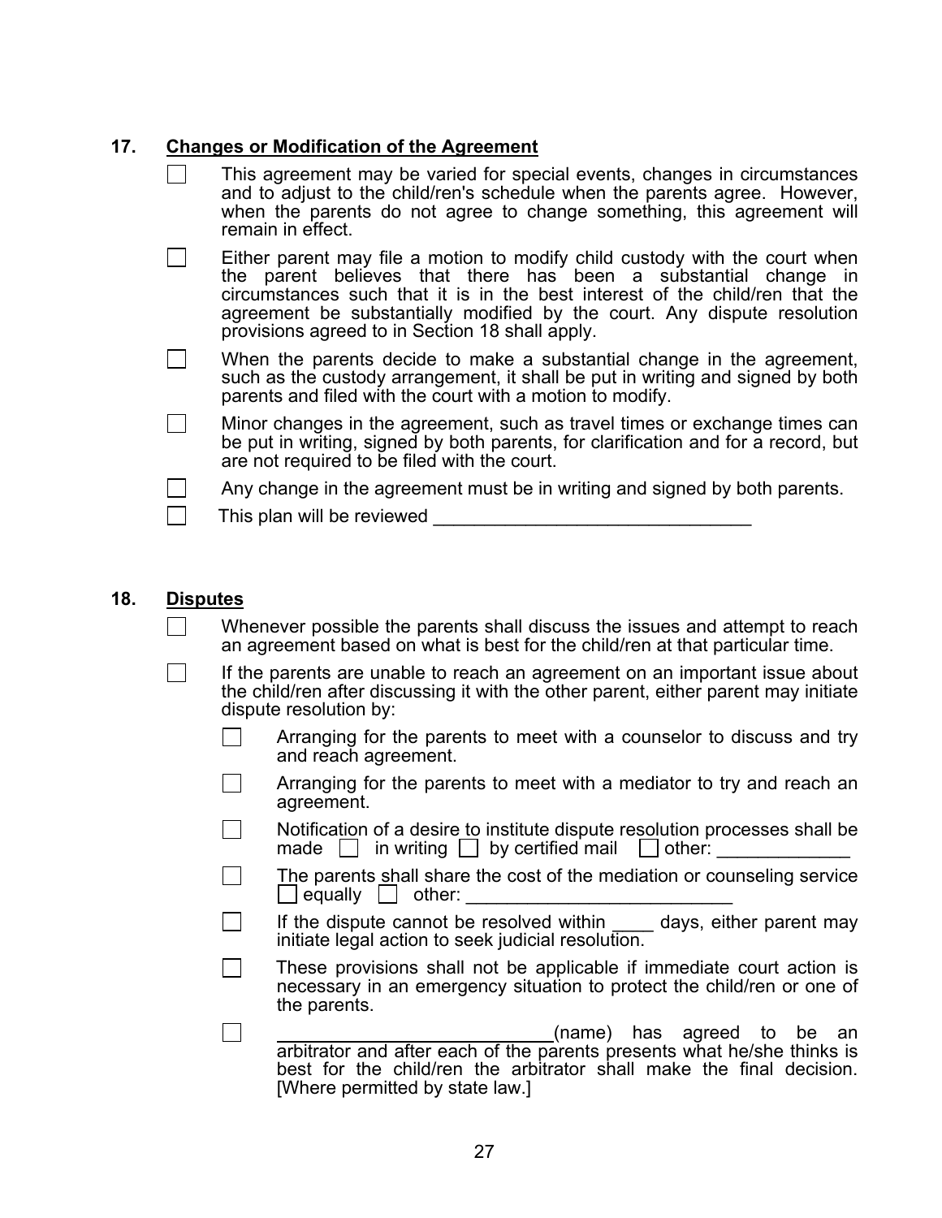## 17. Changes or Modification of the Agreement

- ☐ This agreement may be varied for special events, changes in circumstances and to adjust to the child/ren's schedule when the parents agree. However, when the parents do not agree to change something, this agreement will remain in effect.
- ☐ Either parent may file a motion to modify child custody with the court when the parent believes that there has been a substantial change in circumstances such that it is in the best interest of the child/ren that the agreement be substantially modified by the court. Any dispute resolution provisions agreed to in Section 18 shall apply.
- ☐ When the parents decide to make a substantial change in the agreement, such as the custody arrangement, it shall be put in writing and signed by both parents and filed with the court with a motion to modify.
- ☐ Minor changes in the agreement, such as travel times or exchange times can be put in writing, signed by both parents, for clarification and for a record, but are not required to be filed with the court.
- ☐ Any change in the agreement must be in writing and signed by both parents.
- ☐ This plan will be reviewed ________________________________

## 18. Disputes

- ☐ Whenever possible the parents shall discuss the issues and attempt to reach an agreement based on what is best for the child/ren at that particular time.
- ☐ If the parents are unable to reach an agreement on an important issue about the child/ren after discussing it with the other parent, either parent may initiate dispute resolution by:
  - ☐ Arranging for the parents to meet with a counselor to discuss and try and reach agreement.
  - ☐ Arranging for the parents to meet with a mediator to try and reach an agreement.
  - ☐ Notification of a desire to institute dispute resolution processes shall be made ☐ in writing ☐ by certified mail ☐ other: _____________
  - ☐ The parents shall share the cost of the mediation or counseling service ☐ equally ☐ other: __________________________
  - ☐ If the dispute cannot be resolved within ____ days, either parent may initiate legal action to seek judicial resolution.
  - ☐ These provisions shall not be applicable if immediate court action is necessary in an emergency situation to protect the child/ren or one of the parents.
  - ☐ ___________________________(name) has agreed to be an arbitrator and after each of the parents presents what he/she thinks is best for the child/ren the arbitrator shall make the final decision. [Where permitted by state law.]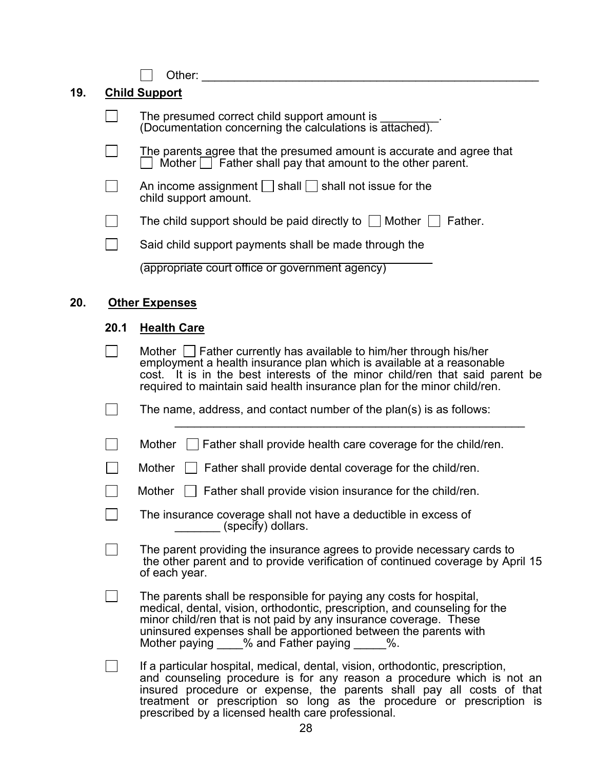☐ Other: ______________________________________________________

## 19. Child Support

☐ The presumed correct child support amount is _________. (Documentation concerning the calculations is attached).

☐ The parents agree that the presumed amount is accurate and agree that ☐ Mother ☐ Father shall pay that amount to the other parent.

☐ An income assignment ☐ shall ☐ shall not issue for the child support amount.

☐ The child support should be paid directly to ☐ Mother ☐ Father.

☐ Said child support payments shall be made through the

_____________________________________________
(appropriate court office or government agency)

## 20. Other Expenses

### 20.1 Health Care

☐ Mother ☐ Father currently has available to him/her through his/her employment a health insurance plan which is available at a reasonable cost. It is in the best interests of the minor child/ren that said parent be required to maintain said health insurance plan for the minor child/ren.

☐ The name, address, and contact number of the plan(s) is as follows:

______________________________________________________

☐ Mother ☐ Father shall provide health care coverage for the child/ren.

☐ Mother ☐ Father shall provide dental coverage for the child/ren.

☐ Mother ☐ Father shall provide vision insurance for the child/ren.

☐ The insurance coverage shall not have a deductible in excess of _______ (specify) dollars.

☐ The parent providing the insurance agrees to provide necessary cards to the other parent and to provide verification of continued coverage by April 15 of each year.

☐ The parents shall be responsible for paying any costs for hospital, medical, dental, vision, orthodontic, prescription, and counseling for the minor child/ren that is not paid by any insurance coverage. These uninsured expenses shall be apportioned between the parents with Mother paying ____% and Father paying _____%.

☐ If a particular hospital, medical, dental, vision, orthodontic, prescription, and counseling procedure is for any reason a procedure which is not an insured procedure or expense, the parents shall pay all costs of that treatment or prescription so long as the procedure or prescription is prescribed by a licensed health care professional.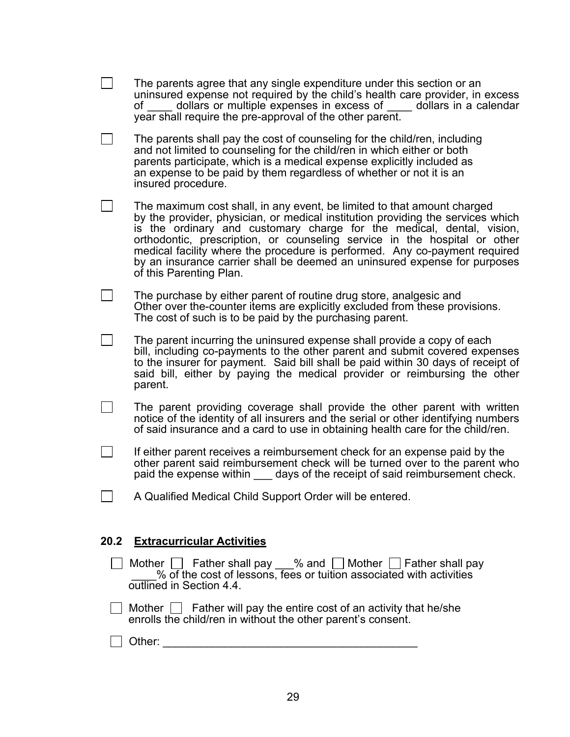- ☐ The parents agree that any single expenditure under this section or an uninsured expense not required by the child's health care provider, in excess of ____ dollars or multiple expenses in excess of ____ dollars in a calendar year shall require the pre-approval of the other parent.

- ☐ The parents shall pay the cost of counseling for the child/ren, including and not limited to counseling for the child/ren in which either or both parents participate, which is a medical expense explicitly included as an expense to be paid by them regardless of whether or not it is an insured procedure.

- ☐ The maximum cost shall, in any event, be limited to that amount charged by the provider, physician, or medical institution providing the services which is the ordinary and customary charge for the medical, dental, vision, orthodontic, prescription, or counseling service in the hospital or other medical facility where the procedure is performed. Any co-payment required by an insurance carrier shall be deemed an uninsured expense for purposes of this Parenting Plan.

- ☐ The purchase by either parent of routine drug store, analgesic and Other over the-counter items are explicitly excluded from these provisions. The cost of such is to be paid by the purchasing parent.

- ☐ The parent incurring the uninsured expense shall provide a copy of each bill, including co-payments to the other parent and submit covered expenses to the insurer for payment. Said bill shall be paid within 30 days of receipt of said bill, either by paying the medical provider or reimbursing the other parent.

- ☐ The parent providing coverage shall provide the other parent with written notice of the identity of all insurers and the serial or other identifying numbers of said insurance and a card to use in obtaining health care for the child/ren.

- ☐ If either parent receives a reimbursement check for an expense paid by the other parent said reimbursement check will be turned over to the parent who paid the expense within ___ days of the receipt of said reimbursement check.

- ☐ A Qualified Medical Child Support Order will be entered.

## 20.2 Extracurricular Activities

☐ Mother ☐ Father shall pay ___% and ☐ Mother ☐ Father shall pay ____% of the cost of lessons, fees or tuition associated with activities outlined in Section 4.4.

☐ Mother ☐ Father will pay the entire cost of an activity that he/she enrolls the child/ren in without the other parent's consent.

☐ Other: ________________________________________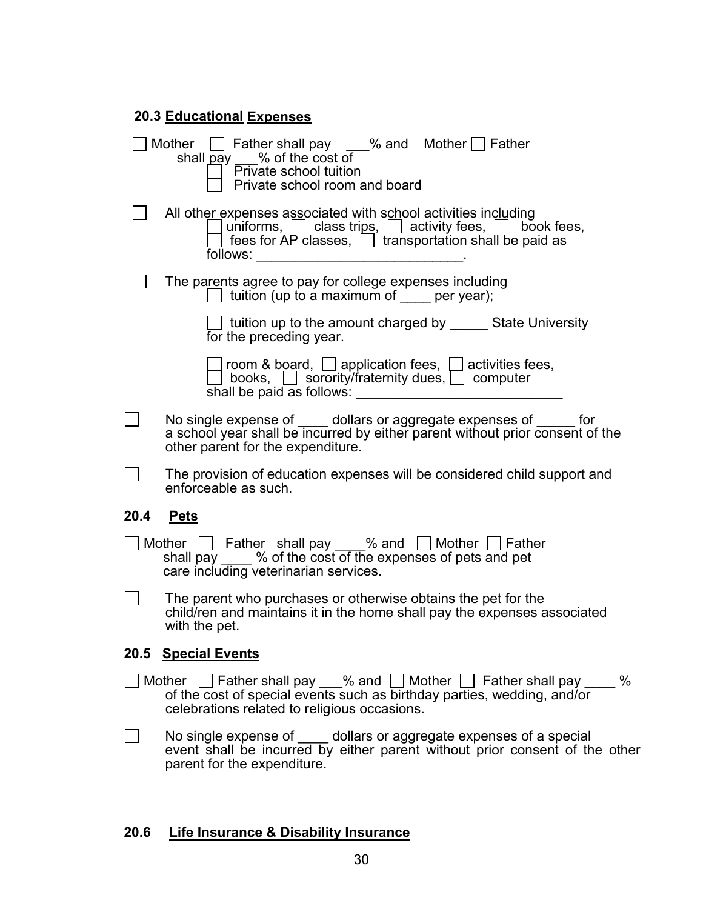### 20.3 Educational Expenses

☐ Mother ☐ Father shall pay ___% and Mother ☐ Father shall pay ___% of the cost of
- ☐ Private school tuition
- ☐ Private school room and board

☐ All other expenses associated with school activities including ☐ uniforms, ☐ class trips, ☐ activity fees, ☐ book fees, ☐ fees for AP classes, ☐ transportation shall be paid as follows: ___________________________.

☐ The parents agree to pay for college expenses including
- ☐ tuition (up to a maximum of ____ per year);
- ☐ tuition up to the amount charged by _____ State University for the preceding year.
- ☐ room & board, ☐ application fees, ☐ activities fees, ☐ books, ☐ sorority/fraternity dues, ☐ computer shall be paid as follows: ___________________________

☐ No single expense of ____ dollars or aggregate expenses of _____ for a school year shall be incurred by either parent without prior consent of the other parent for the expenditure.

☐ The provision of education expenses will be considered child support and enforceable as such.

### 20.4 Pets

☐ Mother ☐ Father shall pay ____% and ☐ Mother ☐ Father shall pay ____ % of the cost of the expenses of pets and pet care including veterinarian services.

☐ The parent who purchases or otherwise obtains the pet for the child/ren and maintains it in the home shall pay the expenses associated with the pet.

### 20.5 Special Events

☐ Mother ☐ Father shall pay ___% and ☐ Mother ☐ Father shall pay ____ % of the cost of special events such as birthday parties, wedding, and/or celebrations related to religious occasions.

☐ No single expense of ____ dollars or aggregate expenses of a special event shall be incurred by either parent without prior consent of the other parent for the expenditure.

### 20.6 Life Insurance & Disability Insurance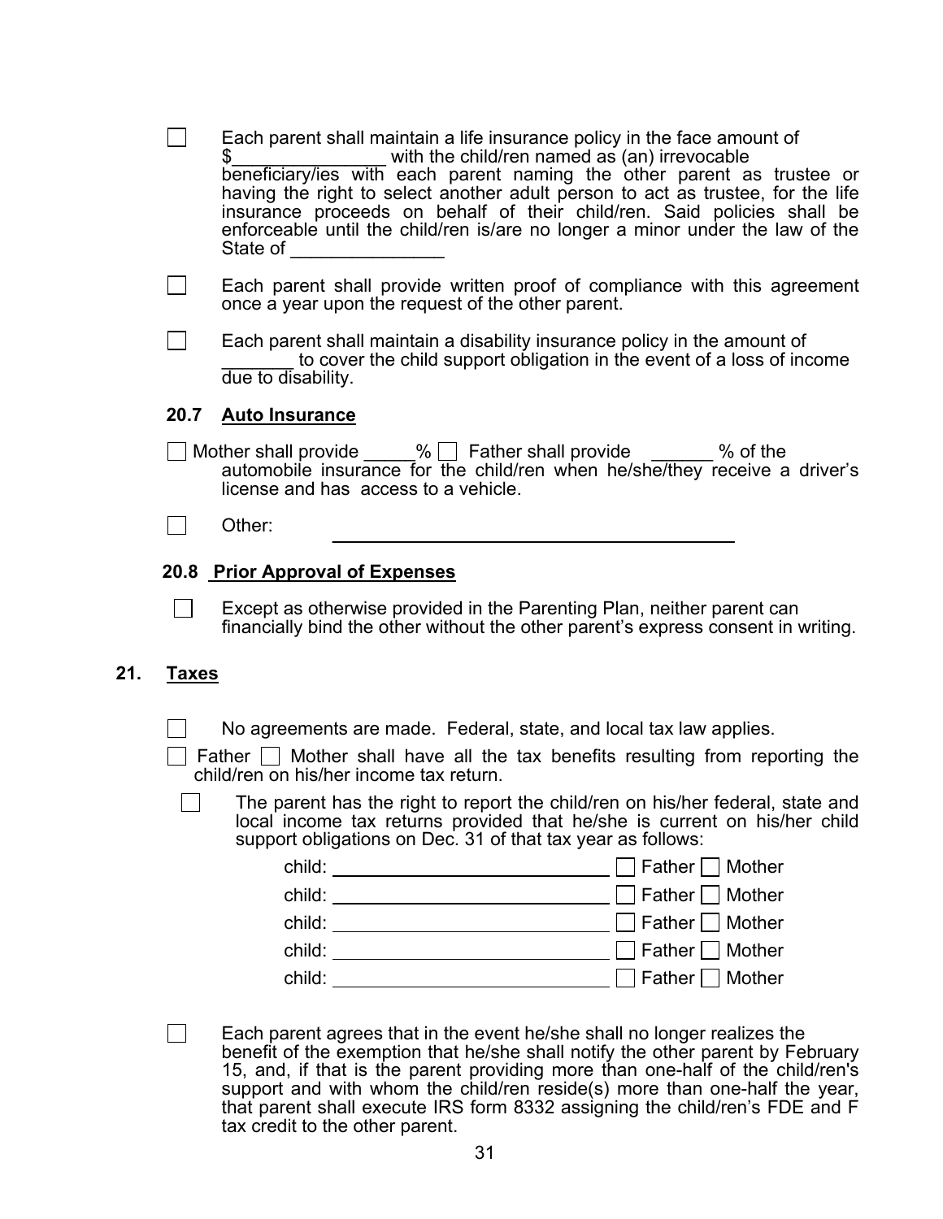☐ Each parent shall maintain a life insurance policy in the face amount of $_______________ with the child/ren named as (an) irrevocable beneficiary/ies with each parent naming the other parent as trustee or having the right to select another adult person to act as trustee, for the life insurance proceeds on behalf of their child/ren. Said policies shall be enforceable until the child/ren is/are no longer a minor under the law of the State of _______________

☐ Each parent shall provide written proof of compliance with this agreement once a year upon the request of the other parent.

☐ Each parent shall maintain a disability insurance policy in the amount of _______ to cover the child support obligation in the event of a loss of income due to disability.

### 20.7 Auto Insurance

☐ Mother shall provide _____% ☐ Father shall provide ______ % of the automobile insurance for the child/ren when he/she/they receive a driver's license and has access to a vehicle.

☐ Other: ________________________________________

### 20.8 Prior Approval of Expenses

☐ Except as otherwise provided in the Parenting Plan, neither parent can financially bind the other without the other parent's express consent in writing.

## 21. Taxes

☐ No agreements are made. Federal, state, and local tax law applies.

☐ Father ☐ Mother shall have all the tax benefits resulting from reporting the child/ren on his/her income tax return.

☐ The parent has the right to report the child/ren on his/her federal, state and local income tax returns provided that he/she is current on his/her child support obligations on Dec. 31 of that tax year as follows:

child: ____________________________ ☐ Father ☐ Mother
child: ____________________________ ☐ Father ☐ Mother
child: ____________________________ ☐ Father ☐ Mother
child: ____________________________ ☐ Father ☐ Mother
child: ____________________________ ☐ Father ☐ Mother

☐ Each parent agrees that in the event he/she shall no longer realizes the benefit of the exemption that he/she shall notify the other parent by February 15, and, if that is the parent providing more than one-half of the child/ren's support and with whom the child/ren reside(s) more than one-half the year, that parent shall execute IRS form 8332 assigning the child/ren's FDE and F tax credit to the other parent.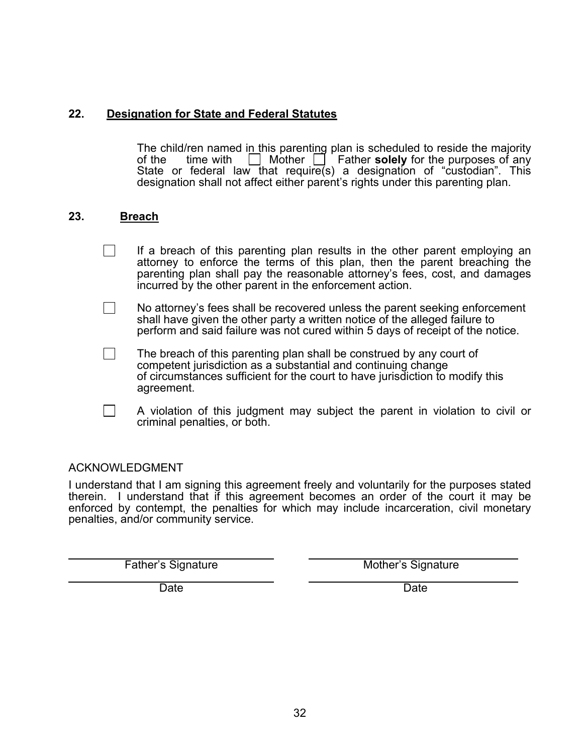## 22. Designation for State and Federal Statutes

The child/ren named in this parenting plan is scheduled to reside the majority of the time with ☐ Mother ☐ Father **solely** for the purposes of any State or federal law that require(s) a designation of "custodian". This designation shall not affect either parent's rights under this parenting plan.

## 23. Breach

☐ If a breach of this parenting plan results in the other parent employing an attorney to enforce the terms of this plan, then the parent breaching the parenting plan shall pay the reasonable attorney's fees, cost, and damages incurred by the other parent in the enforcement action.

☐ No attorney's fees shall be recovered unless the parent seeking enforcement shall have given the other party a written notice of the alleged failure to perform and said failure was not cured within 5 days of receipt of the notice.

☐ The breach of this parenting plan shall be construed by any court of competent jurisdiction as a substantial and continuing change of circumstances sufficient for the court to have jurisdiction to modify this agreement.

☐ A violation of this judgment may subject the parent in violation to civil or criminal penalties, or both.

ACKNOWLEDGMENT

I understand that I am signing this agreement freely and voluntarily for the purposes stated therein. I understand that if this agreement becomes an order of the court it may be enforced by contempt, the penalties for which may include incarceration, civil monetary penalties, and/or community service.

| | |
|---|---|
| Father's Signature | Mother's Signature |
| Date | Date |